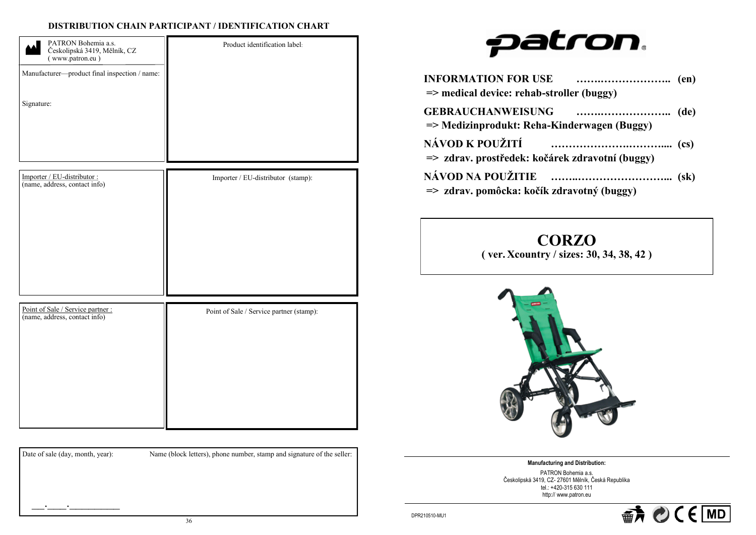## DISTRIBUTION CHAIN PARTICIPANT / IDENTIFICATION CHART

| | |
|---|---|
| PATRON Bohemia a.s.<br>Českolipská 3419, Mělník, CZ<br>( www.patron.eu )<br><br>Manufacturer—product final inspection / name:<br><br>Signature: | Product identification label: |
| Importer / EU-distributor :<br>(name, address, contact info) | Importer / EU-distributor (stamp): |
| Point of Sale / Service partner :<br>(name, address, contact info) | Point of Sale / Service partner (stamp): |

| Date of sale (day, month, year): | Name (block letters), phone number, stamp and signature of the seller: |
|---|---|
| ___.____.___________ | |

---

# patron

**INFORMATION FOR USE …….…………….. (en)**
**=> medical device: rehab-stroller (buggy)**

**GEBRAUCHANWEISUNG …….…………….. (de)**
**=> Medizinprodukt: Reha-Kinderwagen (Buggy)**

**NÁVOD K POUŽITÍ ……………….……..... (cs)**
**=> zdrav. prostředek: kočárek zdravotní (buggy)**

**NÁVOD NA POUŽITIE ……..………………….... (sk)**
**=> zdrav. pomôcka: kočík zdravotný (buggy)**

# CORZO

**( ver. Xcountry / sizes: 30, 34, 38, 42 )**

**Manufacturing and Distribution:**

PATRON Bohemia a.s.
Českolipská 3419, CZ- 27601 Mělník, Česká Republika
tel.: +420-315 630 111
http:// www.patron.eu

DPR210510-MU1

CE MD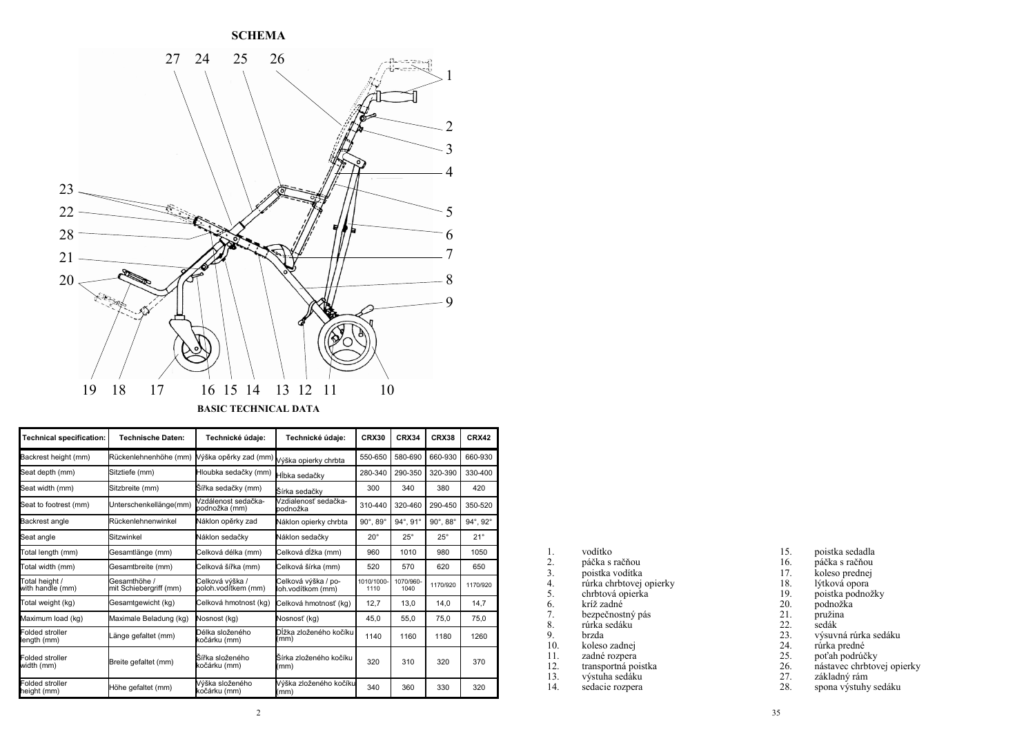## SCHEMA

## BASIC TECHNICAL DATA

| Technical specification: | Technische Daten: | Technické údaje: | Technické údaje: | CRX30 | CRX34 | CRX38 | CRX42 |
|---|---|---|---|---|---|---|---|
| Backrest height (mm) | Rückenlehnenhöhe (mm) | Výška opěrky zad (mm) | Výška opierky chrbta | 550-650 | 580-690 | 660-930 | 660-930 |
| Seat depth (mm) | Sitztiefe (mm) | Hloubka sedačky (mm) | Hĺbka sedačky | 280-340 | 290-350 | 320-390 | 330-400 |
| Seat width (mm) | Sitzbreite (mm) | Šířka sedačky (mm) | Šírka sedačky | 300 | 340 | 380 | 420 |
| Seat to footrest (mm) | Unterschenkellänge(mm) | Vzdálenost sedačka-podnožka (mm) | Vzdialenosť sedačka-podnožka | 310-440 | 320-460 | 290-450 | 350-520 |
| Backrest angle | Rückenlehnenwinkel | Náklon opěrky zad | Náklon opierky chrbta | 90°, 89° | 94°, 91° | 90°, 88° | 94°, 92° |
| Seat angle | Sitzwinkel | Náklon sedačky | Náklon sedačky | 20° | 25° | 25° | 21° |
| Total length (mm) | Gesamtlänge (mm) | Celková délka (mm) | Celková dĺžka (mm) | 960 | 1010 | 980 | 1050 |
| Total width (mm) | Gesamtbreite (mm) | Celková šířka (mm) | Celková šírka (mm) | 520 | 570 | 620 | 650 |
| Total height / with handle (mm) | Gesamthöhe / mit Schiebergriff (mm) | Celková výška / poloh.vodítkem (mm) | Celková výška / po-loh.vodítkom (mm) | 1010/1000-1110 | 1070/960-1040 | 1170/920 | 1170/920 |
| Total weight (kg) | Gesamtgewicht (kg) | Celková hmotnost (kg) | Celková hmotnosť (kg) | 12,7 | 13,0 | 14,0 | 14,7 |
| Maximum load (kg) | Maximale Beladung (kg) | Nosnost (kg) | Nosnosť (kg) | 45,0 | 55,0 | 75,0 | 75,0 |
| Folded stroller length (mm) | Länge gefaltet (mm) | Délka složeného kočárku (mm) | Dĺžka zloženého kočíku (mm) | 1140 | 1160 | 1180 | 1260 |
| Folded stroller width (mm) | Breite gefaltet (mm) | Šířka složeného kočárku (mm) | Šírka zloženého kočíku (mm) | 320 | 310 | 320 | 370 |
| Folded stroller height (mm) | Höhe gefaltet (mm) | Výška složeného kočárku (mm) | Výška zloženého kočíku (mm) | 340 | 360 | 330 | 320 |

1. vodítko
2. páčka s račňou
3. poistka vodítka
4. rúrka chrbtovej opierky
5. chrbtová opierka
6. kríž zadné
7. bezpečnostný pás
8. rúrka sedáku
9. brzda
10. koleso zadnej
11. zadné rozpera
12. transportná poistka
13. výstuha sedáku
14. sedacie rozpera
15. poistka sedadla
16. páčka s račňou
17. koleso prednej
18. lýtková opora
19. poistka podnožky
20. podnožka
21. pružina
22. sedák
23. výsuvná rúrka sedáku
24. rúrka predné
25. poťah podrúčky
26. nástavec chrbtovej opierky
27. základný rám
28. spona výstuhy sedáku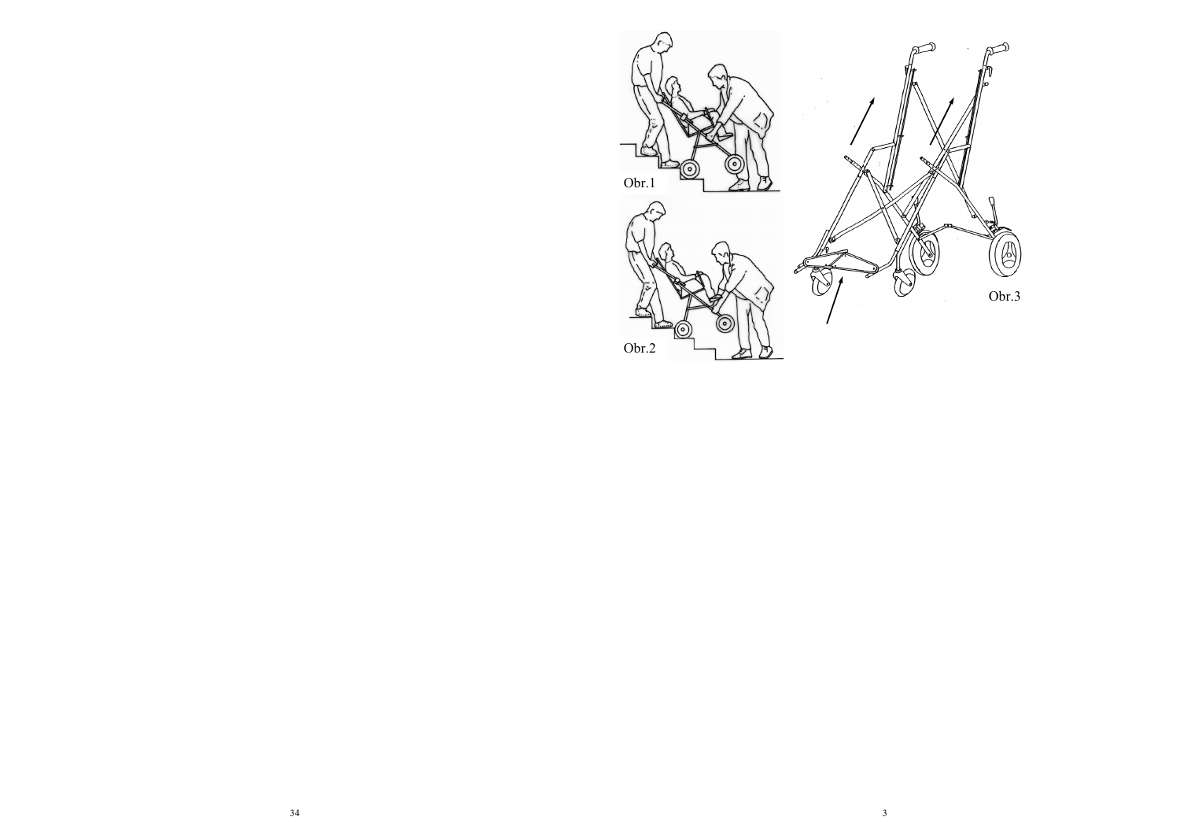Obr.1

Obr.2

Obr.3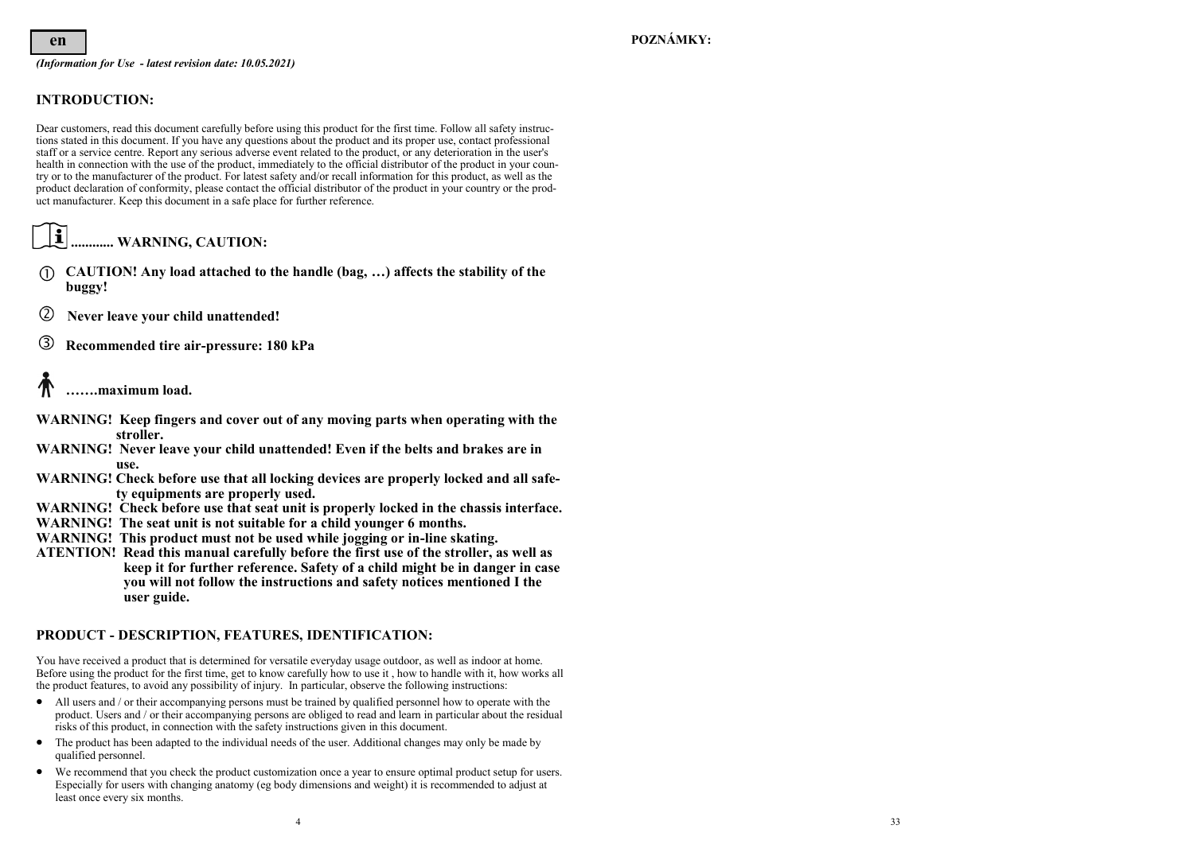**en**

*(Information for Use - latest revision date: 10.05.2021)*

## INTRODUCTION:

Dear customers, read this document carefully before using this product for the first time. Follow all safety instructions stated in this document. If you have any questions about the product and its proper use, contact professional staff or a service centre. Report any serious adverse event related to the product, or any deterioration in the user's health in connection with the use of the product, immediately to the official distributor of the product in your country or to the manufacturer of the product. For latest safety and/or recall information for this product, as well as the product declaration of conformity, please contact the official distributor of the product in your country or the product manufacturer. Keep this document in a safe place for further reference.

## ............ WARNING, CAUTION:

① **CAUTION! Any load attached to the handle (bag, …) affects the stability of the buggy!**

② **Never leave your child unattended!**

③ **Recommended tire air-pressure: 180 kPa**

**…….maximum load.**

**WARNING! Keep fingers and cover out of any moving parts when operating with the stroller.**
**WARNING! Never leave your child unattended! Even if the belts and brakes are in use.**
**WARNING! Check before use that all locking devices are properly locked and all safety equipments are properly used.**
**WARNING! Check before use that seat unit is properly locked in the chassis interface.**
**WARNING! The seat unit is not suitable for a child younger 6 months.**
**WARNING! This product must not be used while jogging or in-line skating.**
**ATENTION! Read this manual carefully before the first use of the stroller, as well as keep it for further reference. Safety of a child might be in danger in case you will not follow the instructions and safety notices mentioned I the user guide.**

## PRODUCT - DESCRIPTION, FEATURES, IDENTIFICATION:

You have received a product that is determined for versatile everyday usage outdoor, as well as indoor at home. Before using the product for the first time, get to know carefully how to use it , how to handle with it, how works all the product features, to avoid any possibility of injury. In particular, observe the following instructions:

- All users and / or their accompanying persons must be trained by qualified personnel how to operate with the product. Users and / or their accompanying persons are obliged to read and learn in particular about the residual risks of this product, in connection with the safety instructions given in this document.
- The product has been adapted to the individual needs of the user. Additional changes may only be made by qualified personnel.
- We recommend that you check the product customization once a year to ensure optimal product setup for users. Especially for users with changing anatomy (eg body dimensions and weight) it is recommended to adjust at least once every six months.

**POZNÁMKY:**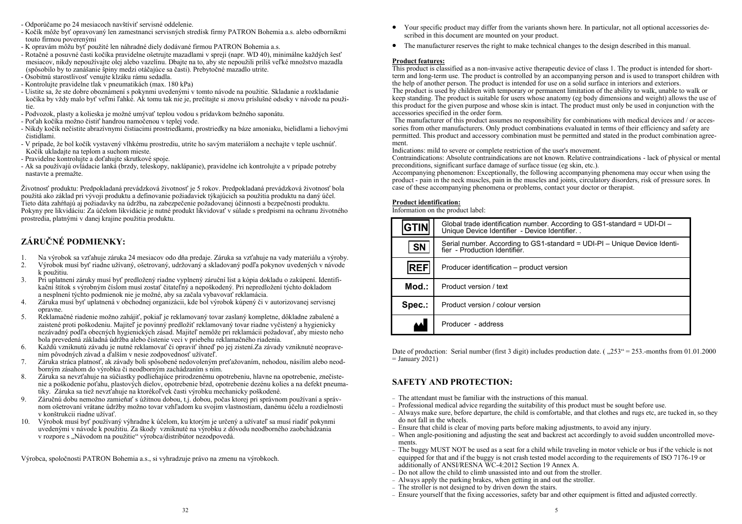- Odporúčame po 24 mesiacoch navštíviť servisné oddelenie.
- Kočík môže byť opravovaný len zamestnanci servisných stredísk firmy PATRON Bohemia a.s. alebo odborníkmi touto firmou poverenými
- K opravám môžu byť použité len náhradné diely dodávané firmou PATRON Bohemia a.s.
- Rotačné a posuvné časti kočíka pravidelne ošetrujte mazadlami v spreji (napr. WD 40), minimálne každých šesť mesiacov, nikdy nepoužívajte olej alebo vazelínu. Dbajte na to, aby ste nepoužili príliš veľké množstvo mazadla (spôsobilo by to zanášanie špiny medzi otáčajúce sa časti). Prebytočné mazadlo utrite.
- Osobitnú starostlivosť venujte klzáku rámu sedadla.
- Kontrolujte pravidelne tlak v pneumatikách (max. 180 kPa)
- Uistite sa, že ste dobre oboznámení s pokynmi uvedenými v tomto návode na použitie. Skladanie a rozkladanie kočíka by vždy malo byť veľmi ľahké. Ak tomu tak nie je, prečítajte si znovu príslušné odseky v návode na použitie.
- Podvozok, plasty a kolieska je možné umývať teplou vodou s prídavkom bežného saponátu.
- Poťah kočíka možno čistiť handrou namočenou v teplej vode.
- Nikdy kočík nečistite abrazívnymi čistiacimi prostriedkami, prostriedky na báze amoniaku, bielidlami a liehovými čistidlami.
- V prípade, že bol kočík vystavený vlhkému prostrediu, utrite ho savým materiálom a nechajte v teple uschnúť. Kočík ukladajte na teplom a suchom mieste.
- Pravidelne kontrolujte a doťahujte skrutkové spoje.
- Ak sa používajú ovládacie lanká (brzdy, teleskopy, naklápanie), pravidelne ich kontrolujte a v prípade potreby nastavte a premažte.

Životnosť produktu: Predpokladaná prevádzková životnosť je 5 rokov. Predpokladaná prevádzková životnosť bola použitá ako základ pri vývoji produktu a definovanie požiadaviek týkajúcich sa použitia produktu na daný účel. Tieto dáta zahŕňajú aj požiadavky na údržbu, na zabezpečenie požadovanej účinnosti a bezpečnosti produktu. Pokyny pre likvidáciu: Za účelom likvidácie je nutné produkt likvidovať v súlade s predpismi na ochranu životného prostredia, platnými v danej krajine použitia produktu.

## ZÁRUČNÉ PODMIENKY:

1. Na výrobok sa vzťahuje záruka 24 mesiacov odo dňa predaje. Záruka sa vzťahuje na vady materiálu a výroby.
2. Výrobok musí byť riadne užívaný, ošetrovaný, udržovaný a skladovaný podľa pokynov uvedených v návode k použitiu.
3. Pri uplatnení záruky musí byť predložený riadne vyplnený záručný list a kópia dokladu o zakúpení. Identifikační štítok s výrobným číslom musí zostať čitateľný a nepoškodený. Pri nepredložení týchto dokladom a nesplnení týchto podmienok nie je možné, aby sa začala vybavovať reklamácia.
4. Záruka musí byť uplatnená v obchodnej organizácii, kde bol výrobok kúpený či v autorizovanej servisnej opravne.
5. Reklamačné riadenie možno zahájiť, pokiaľ je reklamovaný tovar zaslaný kompletne, dôkladne zabalené a zaistené proti poškodeniu. Majiteľ je povinný predložiť reklamovaný tovar riadne vyčistený a hygienicky nezávadný podľa obecných hygienických zásad. Majiteľ nemôže pri reklamácii požadovať, aby miesto neho bola prevedená základná údržba alebo čistenie veci v priebehu reklamačného riadenia.
6. Každú vzniknutú závadu je nutné reklamovať či opraviť ihneď po jej zistení.Za závady vzniknuté neopravením pôvodných závad a ďalším v nesie zodpovednosť užívateľ.
7. Záruka stráca platnosť, ak závady boli spôsobené nedovoleným preťažovaním, nehodou, násilím alebo neodborným zásahom do výrobku či neodborným zachádzaním s ním.
8. Záruka sa nevzťahuje na súčiastky podliehajúce prirodzenému opotrebeniu, hlavne na opotrebenie, znečistenie a poškodenie poťahu, plastových dielov, opotrebenie bŕzd, opotrebenie dezénu kolies a na defekt pneumatiky. Záruka sa tiež nevzťahuje na ktorékoľvek časti výrobku mechaniky poškodené.
9. Záručnú dobu nemožno zamieňať s úžitnou dobou, t.j. dobou, počas ktorej pri správnom používaní a správnom ošetrovaní vrátane údržby možno tovar vzhľadom ku svojim vlastnostiam, danému účelu a rozdielnosti v konštrukcii riadne užívať.
10. Výrobok musí byť používaný výhradne k účelom, ku ktorým je určený a užívateľ sa musí riadiť pokynmi uvedenými v návode k použitiu. Za škody vzniknuté na výrobku z dôvodu neodborného zaobchádzania v rozpore s „Návodom na použitie" výrobca/distribútor nezodpovedá.

Výrobca, spoločnosti PATRON Bohemia a.s., si vyhradzuje právo na zmenu na výrobkoch.

- Your specific product may differ from the variants shown here. In particular, not all optional accessories described in this document are mounted on your product.
- The manufacturer reserves the right to make technical changes to the design described in this manual.

**Product features:**

This product is classified as a non-invasive active therapeutic device of class 1. The product is intended for short-term and long-term use. The product is controlled by an accompanying person and is used to transport children with the help of another person. The product is intended for use on a solid surface in interiors and exteriors.
The product is used by children with temporary or permanent limitation of the ability to walk, unable to walk or keep standing. The product is suitable for users whose anatomy (eg body dimensions and weight) allows the use of this product for the given purpose and whose skin is intact. The product must only be used in conjunction with the accessories specified in the order form.

The manufacturer of this product assumes no responsibility for combinations with medical devices and / or accessories from other manufacturers. Only product combinations evaluated in terms of their efficiency and safety are permitted. This product and accessory combination must be permitted and stated in the product combination agreement.

Indications: mild to severe or complete restriction of the user's movement.
Contraindications: Absolute contraindications are not known. Relative contraindications - lack of physical or mental preconditions, significant surface damage of surface tissue (eg skin, etc.).
Accompanying phenomenon: Exceptionally, the following accompanying phenomena may occur when using the product - pain in the neck muscles, pain in the muscles and joints, circulatory disorders, risk of pressure sores. In case of these accompanying phenomena or problems, contact your doctor or therapist.

**Product identification:**

Information on the product label:

| | |
|---|---|
| GTIN | Global trade identification number. According to GS1-standard = UDI-DI – Unique Device Identifier - Device Identifier. . |
| SN | Serial number. According to GS1-standard = UDI-PI – Unique Device Identifier - Production Identifier. |
| REF | Producer identification – product version |
| Mod.: | Product version / text |
| Spec.: | Product version / colour version |
| (manufacturer symbol) | Producer - address |

Date of production: Serial number (first 3 digit) includes production date. ( „253" = 253.-months from 01.01.2000 = January 2021)

## SAFETY AND PROTECTION:

- The attendant must be familiar with the instructions of this manual.
- Professional medical advice regarding the suitability of this product must be sought before use.
- Always make sure, before departure, the child is comfortable, and that clothes and rugs etc, are tucked in, so they do not fall in the wheels.
- Ensure that child is clear of moving parts before making adjustments, to avoid any injury.
- When angle-positioning and adjusting the seat and backrest act accordingly to avoid sudden uncontrolled movements.
- The buggy MUST NOT be used as a seat for a child while traveling in motor vehicle or bus if the vehicle is not equipped for that and if the buggy is not crash tested model according to the requirements of ISO 7176-19 or additionally of ANSI/RESNA WC-4:2012 Section 19 Annex A.
- Do not allow the child to climb unassisted into and out from the stroller.
- Always apply the parking brakes, when getting in and out the stroller.
- The stroller is not designed to by driven down the stairs.
- Ensure yourself that the fixing accessories, safety bar and other equipment is fitted and adjusted correctly.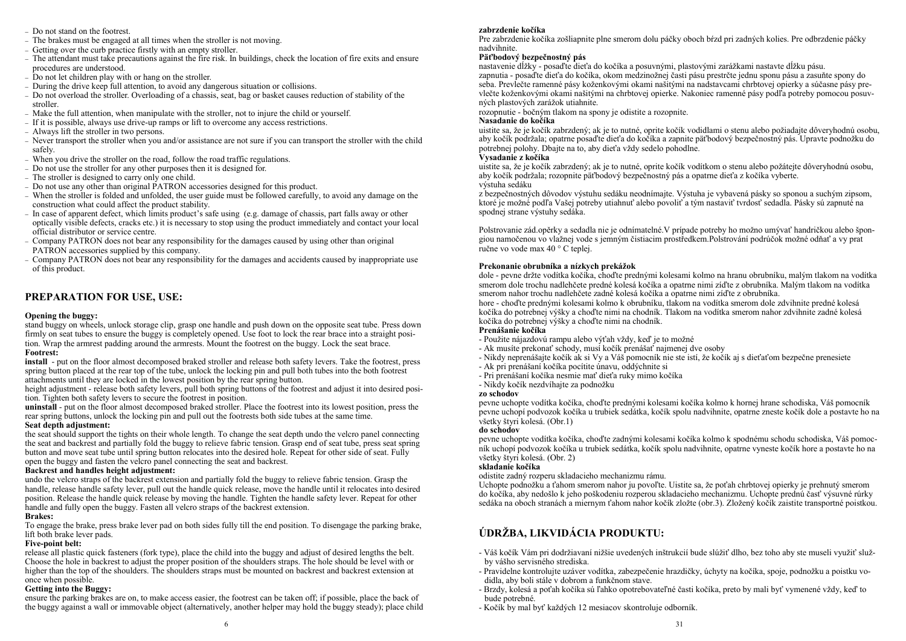- Do not stand on the footrest.
- The brakes must be engaged at all times when the stroller is not moving.
- Getting over the curb practice firstly with an empty stroller.
- The attendant must take precautions against the fire risk. In buildings, check the location of fire exits and ensure procedures are understood.
- Do not let children play with or hang on the stroller.
- During the drive keep full attention, to avoid any dangerous situation or collisions.
- Do not overload the stroller. Overloading of a chassis, seat, bag or basket causes reduction of stability of the stroller.
- Make the full attention, when manipulate with the stroller, not to injure the child or yourself.
- If it is possible, always use drive-up ramps or lift to overcome any access restrictions.
- Always lift the stroller in two persons.
- Never transport the stroller when you and/or assistance are not sure if you can transport the stroller with the child safely.
- When you drive the stroller on the road, follow the road traffic regulations.
- Do not use the stroller for any other purposes then it is designed for.
- The stroller is designed to carry only one child.
- Do not use any other than original PATRON accessories designed for this product.
- When the stroller is folded and unfolded, the user guide must be followed carefully, to avoid any damage on the construction what could affect the product stability.
- In case of apparent defect, which limits product's safe using (e.g. damage of chassis, part falls away or other optically visible defects, cracks etc.) it is necessary to stop using the product immediately and contact your local official distributor or service centre.
- Company PATRON does not bear any responsibility for the damages caused by using other than original PATRON accessories supplied by this company.
- Company PATRON does not bear any responsibility for the damages and accidents caused by inappropriate use of this product.

## PREPARATION FOR USE, USE:

**Opening the buggy:**
stand buggy on wheels, unlock storage clip, grasp one handle and push down on the opposite seat tube. Press down firmly on seat tubes to ensure the buggy is completely opened. Use foot to lock the rear brace into a straight position. Wrap the armrest padding around the armrests. Mount the footrest on the buggy. Lock the seat brace.

**Footrest:**
**install** - put on the floor almost decomposed braked stroller and release both safety levers. Take the footrest, press spring button placed at the rear top of the tube, unlock the locking pin and pull both tubes into the both footrest attachments until they are locked in the lowest position by the rear spring button.
height adjustment - release both safety levers, pull both spring buttons of the footrest and adjust it into desired position. Tighten both safety levers to secure the footrest in position.
**uninstall** - put on the floor almost decomposed braked stroller. Place the footrest into its lowest position, press the rear spring buttons, unlock the locking pin and pull out the footrests both side tubes at the same time.

**Seat depth adjustment:**
the seat should support the tights on their whole length. To change the seat depth undo the velcro panel connecting the seat and backrest and partially fold the buggy to relieve fabric tension. Grasp end of seat tube, press seat spring button and move seat tube until spring button relocates into the desired hole. Repeat for other side of seat. Fully open the buggy and fasten the velcro panel connecting the seat and backrest.

**Backrest and handles height adjustment:**
undo the velcro straps of the backrest extension and partially fold the buggy to relieve fabric tension. Grasp the handle, release handle safety lever, pull out the handle quick release, move the handle until it relocates into desired position. Release the handle quick release by moving the handle. Tighten the handle safety lever. Repeat for other handle and fully open the buggy. Fasten all velcro straps of the backrest extension.

**Brakes:**
To engage the brake, press brake lever pad on both sides fully till the end position. To disengage the parking brake, lift both brake lever pads.

**Five-point belt:**
release all plastic quick fasteners (fork type), place the child into the buggy and adjust of desired lengths the belt. Choose the hole in backrest to adjust the proper position of the shoulders straps. The hole should be level with or higher than the top of the shoulders. The shoulders straps must be mounted on backrest and backrest extension at once when possible.

**Getting into the Buggy:**
ensure the parking brakes are on, to make access easier, the footrest can be taken off; if possible, place the back of the buggy against a wall or immovable object (alternatively, another helper may hold the buggy steady); place child

**zabrzdenie kočíka**
Pre zabrzdenie kočíka zošliapnite plne smerom dolu páčky oboch bŕzd pri zadných kolies. Pre odbrzdenie páčky nadvihnite.

**Päťbodový bezpečnostný pás**
nastavenie dĺžky - posaďte dieťa do kočíka a posuvnými, plastovými zarážkami nastavte dĺžku pásu.
zapnutia - posaďte dieťa do kočíka, okom medzinožnej časti pásu prestrčte jednu sponu pásu a zasuňte spony do seba. Prevlečte ramenné pásy koženkovými okami našitými na nadstavcami chrbtovej opierky a súčasne pásy prevlečte koženkovými okami našitými na chrbtovej opierke. Nakoniec ramenné pásy podľa potreby pomocou posuvných plastových zarážok utiahnite.
rozopnutie - bočným tlakom na spony je odistite a rozopnite.

**Nasadanie do kočíka**
uistite sa, že je kočík zabrzdený; ak je to nutné, oprite kočík vodidlami o stenu alebo požiadajte dôveryhodnú osobu, aby kočík podržala; opatrne posaďte dieťa do kočíka a zapnite päťbodový bezpečnostný pás. Upravte podnožku do potrebnej polohy. Dbajte na to, aby dieťa vždy sedelo pohodlne.

**Vysadanie z kočíka**
uistite sa, že je kočík zabrzdený; ak je to nutné, oprite kočík vodítkom o stenu alebo požátejte dôveryhodnú osobu, aby kočík podržala; rozopnite päťbodový bezpečnostný pás a opatrne dieťa z kočíka vyberte.
výstuha sedáku
z bezpečnostných dôvodov výstuhu sedáku neodnímajte. Výstuha je vybavená pásky so sponou a suchým zipsom, ktoré je možné podľa Vašej potreby utiahnuť alebo povoliť a tým nastaviť tvrdosť sedadla. Pásky sú zapnuté na spodnej strane výstuhy sedáka.

Polstrovanie zád.opěrky a sedadla nie je odnímatelné.V prípade potreby ho možno umývať handričkou alebo špongiou namočenou vo vlažnej vode s jemným čistiacim prostredkom.Polstrování područok možné odňať a vy prat ručne vo vode max 40 ° C teplej.

**Prekonanie obrubníka a nízkych prekážok**
dole - pevne držte vodítka kočíka, choďte prednými kolesami kolmo na hranu obrubníku, malým tlakom na vodítka smerom dole trochu nadľahčete predné kolesá kočíka a opatrne nimi zíďte z obrubníka. Malým tlakom na vodítka smerom nahor trochu nadľahčete zadné kolesá kočíka a opatrne nimi zíďte z obrubníka.
hore - choďte prednými kolesami kolmo k obrubníku, tlakom na vodítka smerom dole zdvihnite predné kolesá kočíka do potrebnej výšky a choďte nimi na chodník. Tlakom na vodítka smerom nahor zdvihnite zadné kolesá kočíka do potrebnej výšky a choďte nimi na chodník.

**Prenášanie kočíka**
- Použite nájazdovú rampu alebo výťah vždy, keď je to možné
- Ak musíte prekonať schody, musí kočík prenášať najmenej dve osoby
- Nikdy neprenášajte kočík ak si Vy a Váš pomocník nie ste istí, že kočík aj s dieťaťom bezpečne prenesiete
- Ak pri prenášaní kočíka pocítite únavu, oddýchnite si
- Pri prenášaní kočíka nesmie mať dieťa ruky mimo kočíka
- Nikdy kočík nezdvíhajte za podnožku

**zo schodov**
pevne uchopte vodítka kočíka, choďte prednými kolesami kočíka kolmo k hornej hrane schodiska, Váš pomocník pevne uchopí podvozok kočíka u trubiek sedátka, kočík spolu nadvihnite, opatrne znesie kočík dole a postavte ho na všetky štyri kolesá. (Obr.1)

**do schodov**
pevne uchopte vodítka kočíka, choďte zadnými kolesami kočíka kolmo k spodnému schodu schodiska, Váš pomocník uchopí podvozok kočíka u trubiek sedátka, kočík spolu nadvihnite, opatrne vynesté kočík hore a postavte ho na všetky štyri kolesá. (Obr. 2)

**skladanie kočíka**
odistite zadný rozperu skladacieho mechanizmu rámu.
Uchopte podnožku a ťahom smerom nahor ju povoľte. Uistite sa, že poťah chrbtovej opierky je prehnutý smerom do kočíka, aby nedošlo k jeho poškodeniu rozperou skladacieho mechanizmu. Uchopte prednú časť výsuvné rúrky sedáka na oboch stranách a miernym ťahom nahor kočík zložte (obr.3). Zložený kočík zaistite transportné poistkou.

## ÚDRŽBA, LIKVIDÁCIA PRODUKTU:

- Váš kočík Vám pri dodržiavaní nižšie uvedených inštrukcií bude slúžiť dlho, bez toho aby ste museli využiť služby vášho servisného strediska.
- Pravidelne kontrolujte uzáver vodítka, zabezpečenie hrazdičky, úchyty na kočíka, spoje, podnožku a poistku vodidla, aby boli stále v dobrom a funkčnom stave.
- Brzdy, kolesá a poťah kočíka sú ľahko opotrebovateľné časti kočíka, preto by mali byť vymenené vždy, keď to bude potrebné.
- Kočík by mal byť každých 12 mesiacov skontroluje odborník.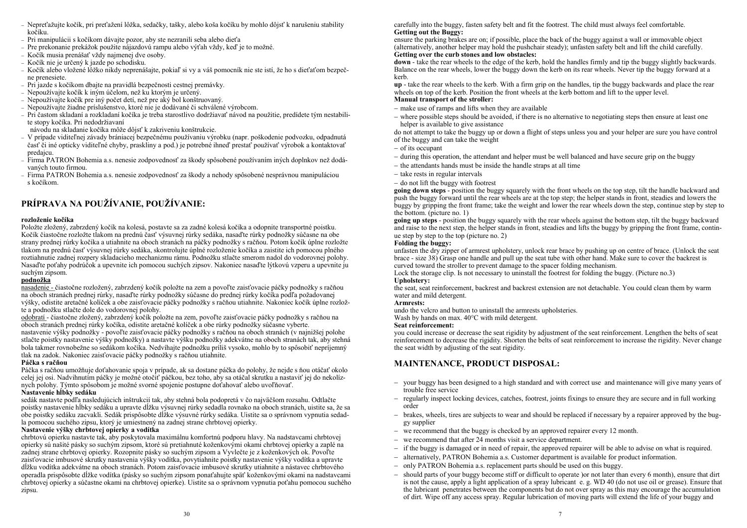- Nepreťažujte kočík, pri preťažení lôžka, sedačky, tašky, alebo koša kočíku by mohlo dôjsť k narušeniu stability kočíku.
- Pri manipulácii s kočíkom dávajte pozor, aby ste nezranili seba alebo dieťa
- Pre prekonanie prekážok použite nájazdovú rampu alebo výťah vždy, keď je to možné.
- Kočík musia prenášať vždy najmenej dve osoby.
- Kočík nie je určený k jazde po schodisku.
- Kočík alebo vložené lôžko nikdy neprenášajte, pokiaľ si vy a váš pomocník nie ste istí, že ho s dieťaťom bezpečne prenesiete.
- Pri jazde s kočíkom dbajte na pravidlá bezpečnosti cestnej premávky.
- Nepoužívajte kočík k iným účelom, než ku ktorým je určený.
- Nepoužívajte kočík pre iný počet detí, než pre aký bol konštruovaný.
- Nepoužívajte žiadne príslušenstvo, ktoré nie je dodávané či schválené výrobcom.
- Pri častom skladaní a rozkladaní kočíka je treba starostlivo dodržiavať návod na použitie, predídete tým nestabilite stopy kočíka. Pri nedodržiavaní návodu na skladanie kočíka môže dôjsť k zakriveniu konštrukcie.
- V prípade viditeľnej závady brániacej bezpečnému používaniu výrobku (napr. poškodenie podvozku, odpadnutá časť či iné opticky viditeľné chyby, praskliny a pod.) je potrebné ihneď prestať používať výrobok a kontaktovať predajcu.
- Firma PATRON Bohemia a.s. nenesie zodpovednosť za škody spôsobené používaním iných doplnkov než dodávaných touto firmou.
- Firma PATRON Bohemia a.s. nenesie zodpovednosť za škody a nehody spôsobené nesprávnou manipuláciou s kočíkom.

# PRÍPRAVA NA POUŽÍVANIE, POUŽÍVANIE:

**rozloženie kočíka**

Položte zložený, zabrzdený kočík na kolesá, postavte sa za zadné kolesá kočíka a odopnite transportné poistku. Kočík čiastočne rozložte tlakom na prednú časť výsuvnej rúrky sedáka, nasaďte rúrky podnožky súčasne na obe strany prednej rúrky kočíka a utiahnite na oboch stranách na páčky podnožky s račňou. Potom kočík úplne rozložte tlakom na prednú časť výsuvnej rúrky sedáka, skontrolujte úplné rozloženie kočíka a zaistite ich pomocou plného roztiahnutie zadnej rozpery skladacieho mechanizmu rámu. Podnožku stlačte smerom nadol do vodorovnej polohy. Nasaďte poťahy područok a upevnite ich pomocou suchých zipsov. Nakoniec nasaďte lýtkovú vzperu a upevnite ju suchým zipsom.

**podnožka**

nasadenie - čiastočne rozložený, zabrzdený kočík položte na zem a povoľte zaisťovacie páčky podnožky s račňou na oboch stranách prednej rúrky, nasaďte rúrky podnožky súčasne do prednej rúrky kočíka podľa požadovanej výšky, odistite aretačné kolíček a obe zaisťovacie páčky podnožky s račňou utiahnite. Nakoniec kočík úplne rozložte a podnožku stlačte dole do vodorovnej polohy.

odobratí - čiastočne zložený, zabrzdený kočík položte na zem, povoľte zaisťovacie páčky podnožky s račňou na oboch stranách prednej rúrky kočíka, odistite aretačné kolíček a obe rúrky podnožky súčasne vyberte.

nastavenie výšky podnožky - povoľte zaisťovacie páčky podnožky s račňou na oboch stranách (v najnižšej polohe stlačte poistky nastavenie výšky podnožky) a nastavte výšku podnožky adekvátne na oboch stranách tak, aby stehná bola takmer rovnobežne so sedákom kočíka. Nedvíhajte podnožku príliš vysoko, mohlo by to spôsobiť nepríjemný tlak na zadok. Nakoniec zaisťovacie páčky podnožky s račňou utiahnite.

**Páčka s račňou**

Páčka s račňou umožňuje doťahovanie spoja v prípade, ak sa dostane páčka do polohy, že nejde s ňou otáčať okolo celej jej osi. Nadvihnutím páčky je možné otočiť páčkou, bez toho, aby sa otáčal skrutku a nastaviť jej do niekoľkých polohy. Týmto spôsobom je možné svorné spojenie postupne doťahovať alebo uvoľňovať.

**Nastavenie hĺbky sedáku**

sedák nastavte podľa nasledujúcich inštrukcií tak, aby stehná bola podopretá v čo najväčšom rozsahu. Odtlačte poistky nastavenie hĺbky sedáku a upravte dĺžku výsuvnej rúrky sedadla rovnako na oboch stranách, uistite sa, že sa obe poistky sedáku zacvakli. Sedák prispôsobte dĺžke výsuvné rúrky sedáka. Uistite sa o správnom vypnutia sedadla pomocou suchého zipsu, ktorý je umiestnený na zadnej strane chrbtovej opierky.

**Nastavenie výšky chrbtovej opierky a vodítka**

chrbtovú opierku nastavte tak, aby poskytovala maximálnu komfortnú podporu hlavy. Na nadstavcami chrbtovej opierky sú našité pásky so suchým zipsom, ktoré sú pretiahnuté koženkovými okami chrbtovej opierky a zaplé na zadnej strane chrbtovej opierky. Rozopnite pásky so suchým zipsom a Vyvlečte je z koženkových ok. Povoľte zaisťovacie imbusové skrutky nastavenia výšky vodítka, povytiahnite poistky nastavenie výšky vodítka a upravte dĺžku vodítka adekvátne na oboch stranách. Potom zaisťovacie imbusové skrutky utiahnite a nástavec chrbtového operadla prispôsobte dĺžke vodítka (pásky so suchým zipsom ponaťahujte späť koženkovými okami na nadstavcami chrbtovej opierky a súčastne okami na chrbtovej opierke). Uistite sa o správnom vypnutia poťahu pomocou suchého zipsu.

carefully into the buggy, fasten safety belt and fit the footrest. The child must always feel comfortable.

**Getting out the Buggy:**

ensure the parking brakes are on; if possible, place the back of the buggy against a wall or immovable object (alternatively, another helper may hold the pushchair steady); unfasten safety belt and lift the child carefully.

**Getting over the curb stones and low obstacles:**

**down** - take the rear wheels to the edge of the kerb, hold the handles firmly and tip the buggy slightly backwards. Balance on the rear wheels, lower the buggy down the kerb on its rear wheels. Never tip the buggy forward at a kerb.

**up** - take the rear wheels to the kerb. With a firm grip on the handles, tip the buggy backwards and place the rear wheels on top of the kerb. Position the front wheels at the kerb bottom and lift to the upper level.

**Manual transport of the stroller:**

- make use of ramps and lifts when they are available
- where possible steps should be avoided, if there is no alternative to negotiating steps then ensure at least one helper is available to give assistance

do not attempt to take the buggy up or down a flight of steps unless you and your helper are sure you have control of the buggy and can take the weight

- of its occupant
- during this operation, the attendant and helper must be well balanced and have secure grip on the buggy
- the attendants hands must be inside the handle straps at all time
- take rests in regular intervals
- do not lift the buggy with footrest

**going down steps** - position the buggy squarely with the front wheels on the top step, tilt the handle backward and push the buggy forward until the rear wheels are at the top step; the helper stands in front, steadies and lowers the buggy by gripping the front frame; take the weight and lower the rear wheels down the step, continue step by step to the bottom. (picture no. 1)

**going up steps** - position the buggy squarely with the rear wheels against the bottom step, tilt the buggy backward and raise to the next step, the helper stands in front, steadies and lifts the buggy by gripping the front frame, continue step by step to the top (picture no. 2)

**Folding the buggy:**

unfasten the dry zipper of armrest upholstery, unlock rear brace by pushing up on centre of brace. (Unlock the seat brace - size 38) Grasp one handle and pull up the seat tube with other hand. Make sure to cover the backrest is curved toward the stroller to prevent damage to the spacer folding mechanism.

Lock the storage clip. Is not necessary to uninstall the footrest for folding the buggy. (Picture no.3)

**Upholstery:**

the seat, seat reinforcement, backrest and backrest extension are not detachable. You could clean them by warm water and mild detergent.

**Armrests:**

undo the velcro and button to uninstall the armrests upholsteries.

Wash by hands on max. 40°C with mild detergent.

**Seat reinforcement:**

you could increase or decrease the seat rigidity by adjustment of the seat reinforcement. Lengthen the belts of seat reinforcement to decrease the rigidity. Shorten the belts of seat reinforcement to increase the rigidity. Never change the seat width by adjusting of the seat rigidity.

# MAINTENANCE, PRODUCT DISPOSAL:

- your buggy has been designed to a high standard and with correct use and maintenance will give many years of trouble free service
- regularly inspect locking devices, catches, footrest, joints fixings to ensure they are secure and in full working order
- brakes, wheels, tires are subjects to wear and should be replaced if necessary by a repairer approved by the buggy supplier
- we recommend that the buggy is checked by an approved repairer every 12 month.
- we recommend that after 24 months visit a service department.
- if the buggy is damaged or in need of repair, the approved repairer will be able to advise on what is required.
- alternatively, PATRON Bohemia a.s. Customer department is available for product information.
- only PATRON Bohemia a.s. replacement parts should be used on this buggy.
- should parts of your buggy become stiff or difficult to operate )or not later than every 6 month), ensure that dirt is not the cause, apply a light application of a spray lubricant e. g. WD 40 (do not use oil or grease). Ensure that the lubricant penetrates between the components but do not over spray as this may encourage the accumulation of dirt. Wipe off any access spray. Regular lubrication of moving parts will extend the life of your buggy and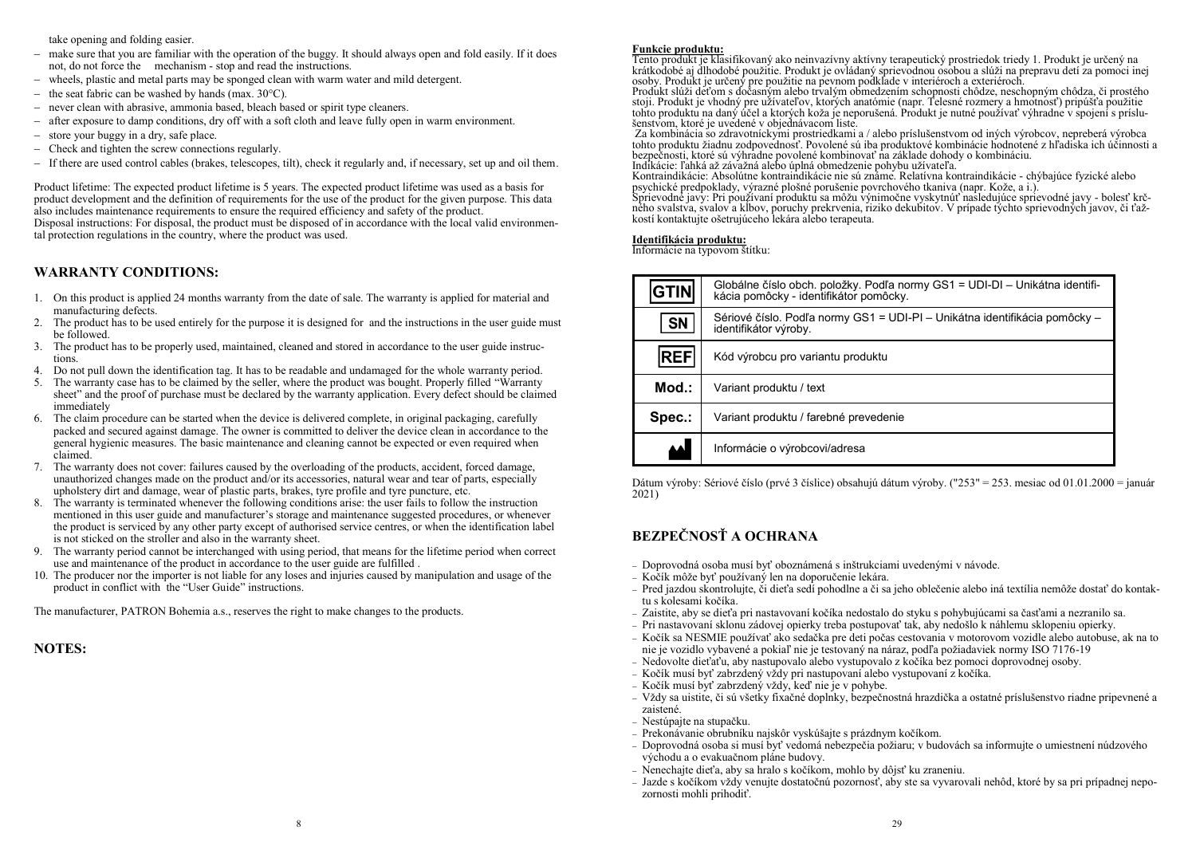take opening and folding easier.

- make sure that you are familiar with the operation of the buggy. It should always open and fold easily. If it does not, do not force the mechanism - stop and read the instructions.
- wheels, plastic and metal parts may be sponged clean with warm water and mild detergent.
- the seat fabric can be washed by hands (max. 30°C).
- never clean with abrasive, ammonia based, bleach based or spirit type cleaners.
- after exposure to damp conditions, dry off with a soft cloth and leave fully open in warm environment.
- store your buggy in a dry, safe place.
- Check and tighten the screw connections regularly.
- If there are used control cables (brakes, telescopes, tilt), check it regularly and, if necessary, set up and oil them.

Product lifetime: The expected product lifetime is 5 years. The expected product lifetime was used as a basis for product development and the definition of requirements for the use of the product for the given purpose. This data also includes maintenance requirements to ensure the required efficiency and safety of the product.
Disposal instructions: For disposal, the product must be disposed of in accordance with the local valid environmental protection regulations in the country, where the product was used.

## WARRANTY CONDITIONS:

1. On this product is applied 24 months warranty from the date of sale. The warranty is applied for material and manufacturing defects.
2. The product has to be used entirely for the purpose it is designed for and the instructions in the user guide must be followed.
3. The product has to be properly used, maintained, cleaned and stored in accordance to the user guide instructions.
4. Do not pull down the identification tag. It has to be readable and undamaged for the whole warranty period.
5. The warranty case has to be claimed by the seller, where the product was bought. Properly filled "Warranty sheet" and the proof of purchase must be declared by the warranty application. Every defect should be claimed immediately
6. The claim procedure can be started when the device is delivered complete, in original packaging, carefully packed and secured against damage. The owner is committed to deliver the device clean in accordance to the general hygienic measures. The basic maintenance and cleaning cannot be expected or even required when claimed.
7. The warranty does not cover: failures caused by the overloading of the products, accident, forced damage, unauthorized changes made on the product and/or its accessories, natural wear and tear of parts, especially upholstery dirt and damage, wear of plastic parts, brakes, tyre profile and tyre puncture, etc.
8. The warranty is terminated whenever the following conditions arise: the user fails to follow the instruction mentioned in this user guide and manufacturer's storage and maintenance suggested procedures, or whenever the product is serviced by any other party except of authorised service centres, or when the identification label is not sticked on the stroller and also in the warranty sheet.
9. The warranty period cannot be interchanged with using period, that means for the lifetime period when correct use and maintenance of the product in accordance to the user guide are fulfilled .
10. The producer nor the importer is not liable for any loses and injuries caused by manipulation and usage of the product in conflict with the "User Guide" instructions.

The manufacturer, PATRON Bohemia a.s., reserves the right to make changes to the products.

## NOTES:

**Funkcie produktu:**
Tento produkt je klasifikovaný ako neinvazívny aktívny terapeutický prostriedok triedy 1. Produkt je určený na krátkodobé aj dlhodobé použitie. Produkt je ovládaný sprievodnou osobou a slúži na prepravu detí za pomoci inej osoby. Produkt je určený pre použitie na pevnom podklade v interiéroch a exteriéroch.
Produkt slúži deťom s dočasným alebo trvalým obmedzením schopnosti chôdze, neschopným chôdza, či prostého stoji. Produkt je vhodný pre užívateľov, ktorých anatómie (napr. Telesné rozmery a hmotnosť) pripúšťa použitie tohto produktu na daný účel a ktorých koža je neporušená. Produkt je nutné používať výhradne v spojení s príslušenstvom, ktoré je uvedené v objednávacom liste.
Za kombinácia so zdravotníckymi prostriedkami a / alebo príslušenstvom od iných výrobcov, nepreberá výrobca tohto produktu žiadnu zodpovednosť. Povolené sú iba produktové kombinácie hodnotené z hľadiska ich účinnosti a bezpečnosti, ktoré sú výhradne povolené kombinovať na základe dohody o kombináciu.
Indikácie: ľahká až závažná alebo úplná obmedzenie pohybu užívateľa.
Kontraindikácie: Absolútne kontraindikácie nie sú známe. Relatívna kontraindikácie - chýbajúce fyzické alebo psychické predpoklady, výrazné plošné porušenie povrchového tkaniva (napr. Kože, a i.).
Sprievodné javy: Pri používaní produktu sa môžu výnimočne vyskytnúť nasledujúce sprievodné javy - bolesť krčného svalstva, svalov a kĺbov, poruchy prekrvenia, riziko dekubitov. V prípade týchto sprievodných javov, či ťažkostí kontaktujte ošetrujúceho lekára alebo terapeuta.

**Identifikácia produktu:**
Informácie na typovom štítku:

| | |
|---|---|
| GTIN | Globálne číslo obch. položky. Podľa normy GS1 = UDI-DI – Unikátna identifikácia pomôcky - identifikátor pomôcky. |
| SN | Sériové číslo. Podľa normy GS1 = UDI-PI – Unikátna identifikácia pomôcky – identifikátor výroby. |
| REF | Kód výrobcu pro variantu produktu |
| Mod.: | Variant produktu / text |
| Spec.: | Variant produktu / farebné prevedenie |
| (symbol výrobcu) | Informácie o výrobcovi/adresa |

Dátum výroby: Sériové číslo (prvé 3 číslice) obsahujú dátum výroby. ("253" = 253. mesiac od 01.01.2000 = január 2021)

## BEZPEČNOSŤ A OCHRANA

- Doprovodná osoba musí byť oboznámená s inštrukciami uvedenými v návode.
- Kočík môže byť používaný len na doporučenie lekára.
- Pred jazdou skontrolujte, či dieťa sedí pohodlne a či sa jeho oblečenie alebo iná textília nemôže dostať do kontaktu s kolesami kočíka.
- Zaistite, aby se dieťa pri nastavovaní kočíka nedostalo do styku s pohybujúcami sa časťami a nezranilo sa.
- Pri nastavovaní sklonu zádovej opierky treba postupovať tak, aby nedošlo k náhlemu sklopeniu opierky.
- Kočík sa NESMIE používať ako sedačka pre deti počas cestovania v motorovom vozidle alebo autobuse, ak na to nie je vozidlo vybavené a pokiaľ nie je testovaný na náraz, podľa požiadaviek normy ISO 7176-19
- Nedovolte dieťaťu, aby nastupovalo alebo vystupovalo z kočíka bez pomoci doprovodnej osoby.
- Kočík musí byť zabrzdený vždy pri nastupovaní alebo vystupovaní z kočíka.
- Kočík musí byť zabrzdený vždy, keď nie je v pohybe.
- Vždy sa uistite, či sú všetky fixačné doplnky, bezpečnostná hrazdička a ostatné príslušenstvo riadne pripevnené a zaistené.
- Nestúpajte na stupačku.
- Prekonávanie obrubníku najskôr vyskúšajte s prázdnym kočíkom.
- Doprovodná osoba si musí byť vedomá nebezpečia požiaru; v budovách sa informujte o umiestnení núdzového východu a o evakuačnom pláne budovy.
- Nenechajte dieťa, aby sa hralo s kočíkom, mohlo by dôjsť ku zraneniu.
- Jazde s kočíkom vždy venujte dostatočnú pozornosť, aby ste sa vyvarovali nehôd, ktoré by sa pri prípadnej nepozornosti mohli prihodiť.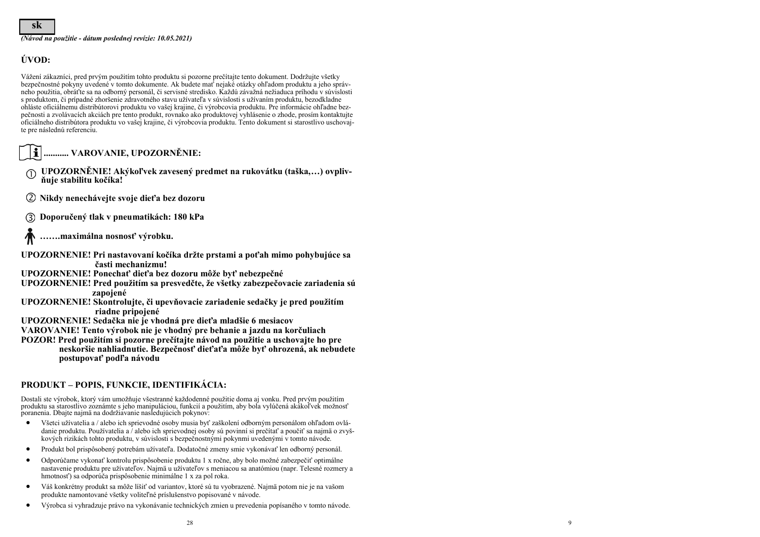**sk**

*(Návod na použitie - dátum poslednej revízie: 10.05.2021)*

## ÚVOD:

Vážení zákazníci, pred prvým použitím tohto produktu si pozorne prečítajte tento dokument. Dodržujte všetky bezpečnostné pokyny uvedené v tomto dokumente. Ak budete mať nejaké otázky ohľadom produktu a jeho správneho použitia, obráťte sa na odborný personál, či servisné stredisko. Každú závažná nežiaduca príhodu v súvislosti s produktom, či prípadné zhoršenie zdravotného stavu užívateľa v súvislosti s užívaním produktu, bezodkladne ohláste oficiálnemu distribútorovi produktu vo vašej krajine, či výrobcovia produktu. Pre informácie ohľadne bezpečnosti a zvolávacích akciách pre tento produkt, rovnako ako produktovej vyhlásenie o zhode, prosím kontaktujte oficiálneho distribútora produktu vo vašej krajine, či výrobcovia produktu. Tento dokument si starostlivo uschovajte pre následnú referenciu.

## ........... VAROVANIE, UPOZORNĚNIE:

① **UPOZORNĚNIE! Akýkoľvek zavesený predmet na rukovätku (taška,…) ovplivňuje stabilitu kočíka!**

② **Nikdy nenechávejte svoje dieťa bez dozoru**

③ **Doporučený tlak v pneumatikách: 180 kPa**

**…….maximálna nosnosť výrobku.**

**UPOZORNENIE! Pri nastavovaní kočíka držte prstami a poťah mimo pohybujúce sa časti mechanizmu!**

**UPOZORNENIE! Ponechať dieťa bez dozoru môže byť nebezpečné**

**UPOZORNENIE! Pred použitím sa presvedčte, že všetky zabezpečovacie zariadenia sú zapojené**

**UPOZORNENIE! Skontrolujte, či upevňovacie zariadenie sedačky je pred použitím riadne pripojené**

**UPOZORNENIE! Sedačka nie je vhodná pre dieťa mladšie 6 mesiacov**

**VAROVANIE! Tento výrobok nie je vhodný pre behanie a jazdu na korčuliach**

**POZOR! Pred použitím si pozorne prečítajte návod na použitie a uschovajte ho pre neskoršie nahliadnutie. Bezpečnosť dieťaťa môže byť ohrozená, ak nebudete postupovať podľa návodu**

## PRODUKT – POPIS, FUNKCIE, IDENTIFIKÁCIA:

Dostali ste výrobok, ktorý vám umožňuje všestranné každodenné použitie doma aj vonku. Pred prvým použitím produktu sa starostlivo zoznámte s jeho manipuláciou, funkcií a použitím, aby bola vylúčená akákoľvek možnosť poranenia. Dbajte najmä na dodržiavanie nasledujúcich pokynov:

- Všetci užívatelia a / alebo ich sprievodné osoby musia byť zaškolení odborným personálom ohľadom ovládanie produktu. Používatelia a / alebo ich sprievodnej osoby sú povinní si prečítať a poučiť sa najmä o zvyškových rizikách tohto produktu, v súvislosti s bezpečnostnými pokynmi uvedenými v tomto návode.
- Produkt bol prispôsobený potrebám užívateľa. Dodatočné zmeny smie vykonávať len odborný personál.
- Odporúčame vykonať kontrolu prispôsobenie produktu 1 x ročne, aby bolo možné zabezpečiť optimálne nastavenie produktu pre užívateľov. Najmä u užívateľov s meniacou sa anatómiou (napr. Telesné rozmery a hmotnosť) sa odporúča prispôsobenie minimálne 1 x za pol roka.
- Váš konkrétny produkt sa môže líšiť od variantov, ktoré sú tu vyobrazené. Najmä potom nie je na vašom produkte namontované všetky voliteľné príslušenstvo popisované v návode.
- Výrobca si vyhradzuje právo na vykonávanie technických zmien u prevedenia popísaného v tomto návode.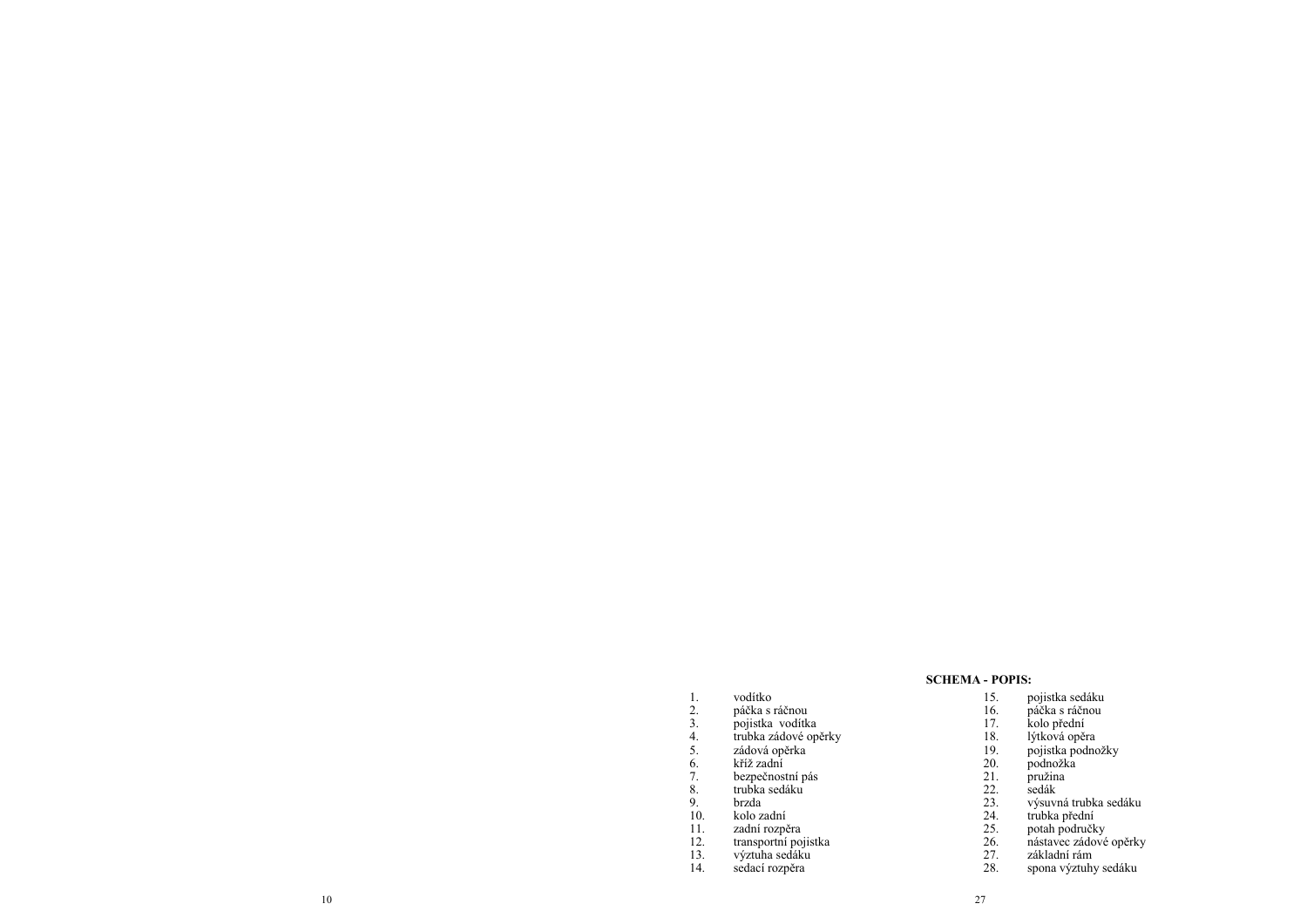**SCHEMA - POPIS:**

1. vodítko
2. páčka s ráčnou
3. pojistka vodítka
4. trubka zádové opěrky
5. zádová opěrka
6. kříž zadní
7. bezpečnostní pás
8. trubka sedáku
9. brzda
10. kolo zadní
11. zadní rozpěra
12. transportní pojistka
13. výztuha sedáku
14. sedací rozpěra
15. pojistka sedáku
16. páčka s ráčnou
17. kolo přední
18. lýtková opěra
19. pojistka podnožky
20. podnožka
21. pružina
22. sedák
23. výsuvná trubka sedáku
24. trubka přední
25. potah područky
26. nástavec zádové opěrky
27. základní rám
28. spona výztuhy sedáku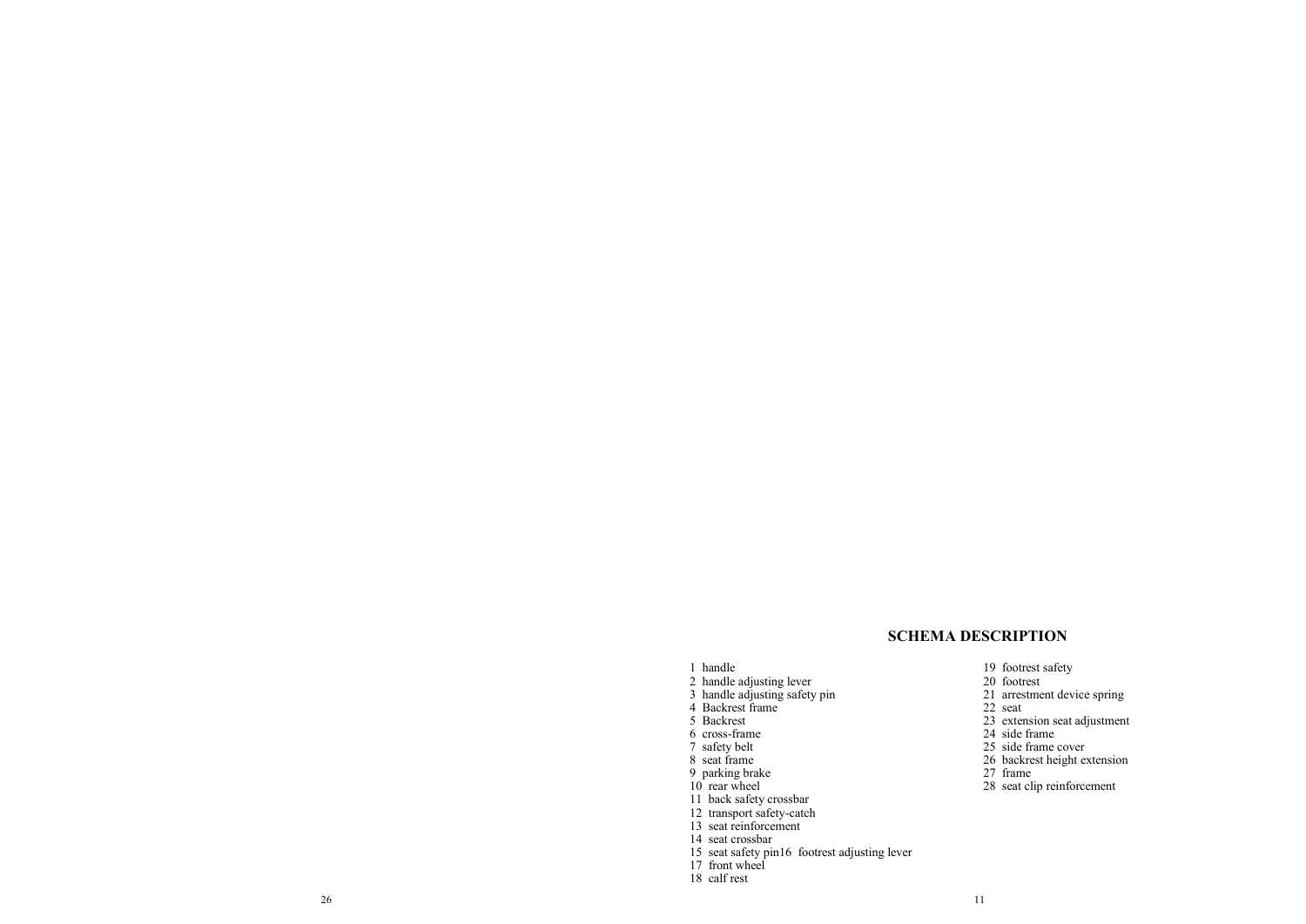## SCHEMA DESCRIPTION

1 handle
2 handle adjusting lever
3 handle adjusting safety pin
4 Backrest frame
5 Backrest
6 cross-frame
7 safety belt
8 seat frame
9 parking brake
10 rear wheel
11 back safety crossbar
12 transport safety-catch
13 seat reinforcement
14 seat crossbar
15 seat safety pin16 footrest adjusting lever
17 front wheel
18 calf rest
19 footrest safety
20 footrest
21 arrestment device spring
22 seat
23 extension seat adjustment
24 side frame
25 side frame cover
26 backrest height extension
27 frame
28 seat clip reinforcement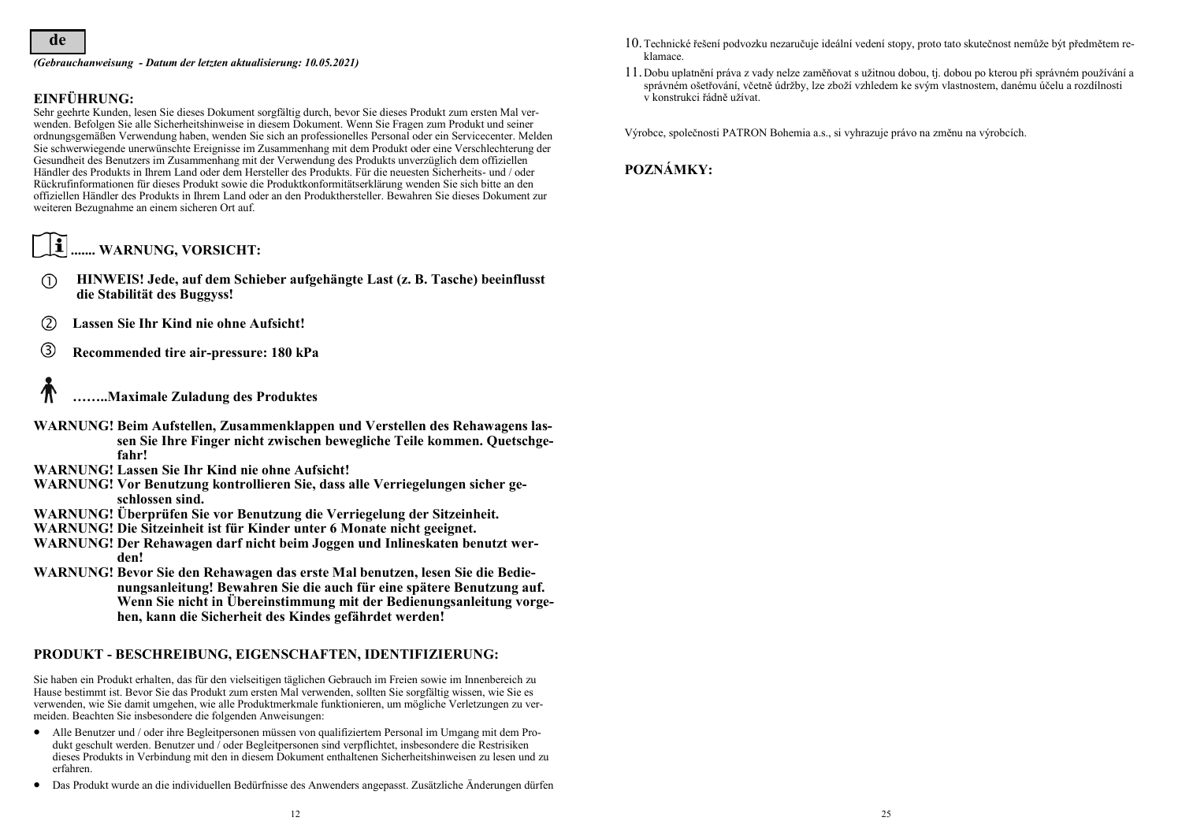**de**

*(Gebrauchanweisung - Datum der letzten aktualisierung: 10.05.2021)*

## EINFÜHRUNG:

Sehr geehrte Kunden, lesen Sie dieses Dokument sorgfältig durch, bevor Sie dieses Produkt zum ersten Mal verwenden. Befolgen Sie alle Sicherheitshinweise in diesem Dokument. Wenn Sie Fragen zum Produkt und seiner ordnungsgemäßen Verwendung haben, wenden Sie sich an professionelles Personal oder ein Servicecenter. Melden Sie schwerwiegende unerwünschte Ereignisse im Zusammenhang mit dem Produkt oder eine Verschlechterung der Gesundheit des Benutzers im Zusammenhang mit der Verwendung des Produkts unverzüglich dem offiziellen Händler des Produkts in Ihrem Land oder dem Hersteller des Produkts. Für die neuesten Sicherheits- und / oder Rückrufinformationen für dieses Produkt sowie die Produktkonformitätserklärung wenden Sie sich bitte an den offiziellen Händler des Produkts in Ihrem Land oder an den Produkthersteller. Bewahren Sie dieses Dokument zur weiteren Bezugnahme an einem sicheren Ort auf.

**....... WARNUNG, VORSICHT:**

① **HINWEIS! Jede, auf dem Schieber aufgehängte Last (z. B. Tasche) beeinflusst die Stabilität des Buggyss!**

② **Lassen Sie Ihr Kind nie ohne Aufsicht!**

③ **Recommended tire air-pressure: 180 kPa**

**……..Maximale Zuladung des Produktes**

**WARNUNG! Beim Aufstellen, Zusammenklappen und Verstellen des Rehawagens lassen Sie Ihre Finger nicht zwischen bewegliche Teile kommen. Quetschgefahr!**
**WARNUNG! Lassen Sie Ihr Kind nie ohne Aufsicht!**
**WARNUNG! Vor Benutzung kontrollieren Sie, dass alle Verriegelungen sicher geschlossen sind.**
**WARNUNG! Überprüfen Sie vor Benutzung die Verriegelung der Sitzeinheit.**
**WARNUNG! Die Sitzeinheit ist für Kinder unter 6 Monate nicht geeignet.**
**WARNUNG! Der Rehawagen darf nicht beim Joggen und Inlineskaten benutzt werden!**
**WARNUNG! Bevor Sie den Rehawagen das erste Mal benutzen, lesen Sie die Bedienungsanleitung! Bewahren Sie die auch für eine spätere Benutzung auf. Wenn Sie nicht in Übereinstimmung mit der Bedienungsanleitung vorgehen, kann die Sicherheit des Kindes gefährdet werden!**

## PRODUKT - BESCHREIBUNG, EIGENSCHAFTEN, IDENTIFIZIERUNG:

Sie haben ein Produkt erhalten, das für den vielseitigen täglichen Gebrauch im Freien sowie im Innenbereich zu Hause bestimmt ist. Bevor Sie das Produkt zum ersten Mal verwenden, sollten Sie sorgfältig wissen, wie Sie es verwenden, wie Sie damit umgehen, wie alle Produktmerkmale funktionieren, um mögliche Verletzungen zu vermeiden. Beachten Sie insbesondere die folgenden Anweisungen:

- Alle Benutzer und / oder ihre Begleitpersonen müssen von qualifiziertem Personal im Umgang mit dem Produkt geschult werden. Benutzer und / oder Begleitpersonen sind verpflichtet, insbesondere die Restrisiken dieses Produkts in Verbindung mit den in diesem Dokument enthaltenen Sicherheitshinweisen zu lesen und zu erfahren.
- Das Produkt wurde an die individuellen Bedürfnisse des Anwenders angepasst. Zusätzliche Änderungen dürfen

10. Technické řešení podvozku nezaručuje ideální vedení stopy, proto tato skutečnost nemůže být předmětem reklamace.
11. Dobu uplatnění práva z vady nelze zaměňovat s užitnou dobou, tj. dobou po kterou při správném používání a správném ošetřování, včetně údržby, lze zboží vzhledem ke svým vlastnostem, danému účelu a rozdílnosti v konstrukci řádně užívat.

Výrobce, společnosti PATRON Bohemia a.s., si vyhrazuje právo na změnu na výrobcích.

## POZNÁMKY: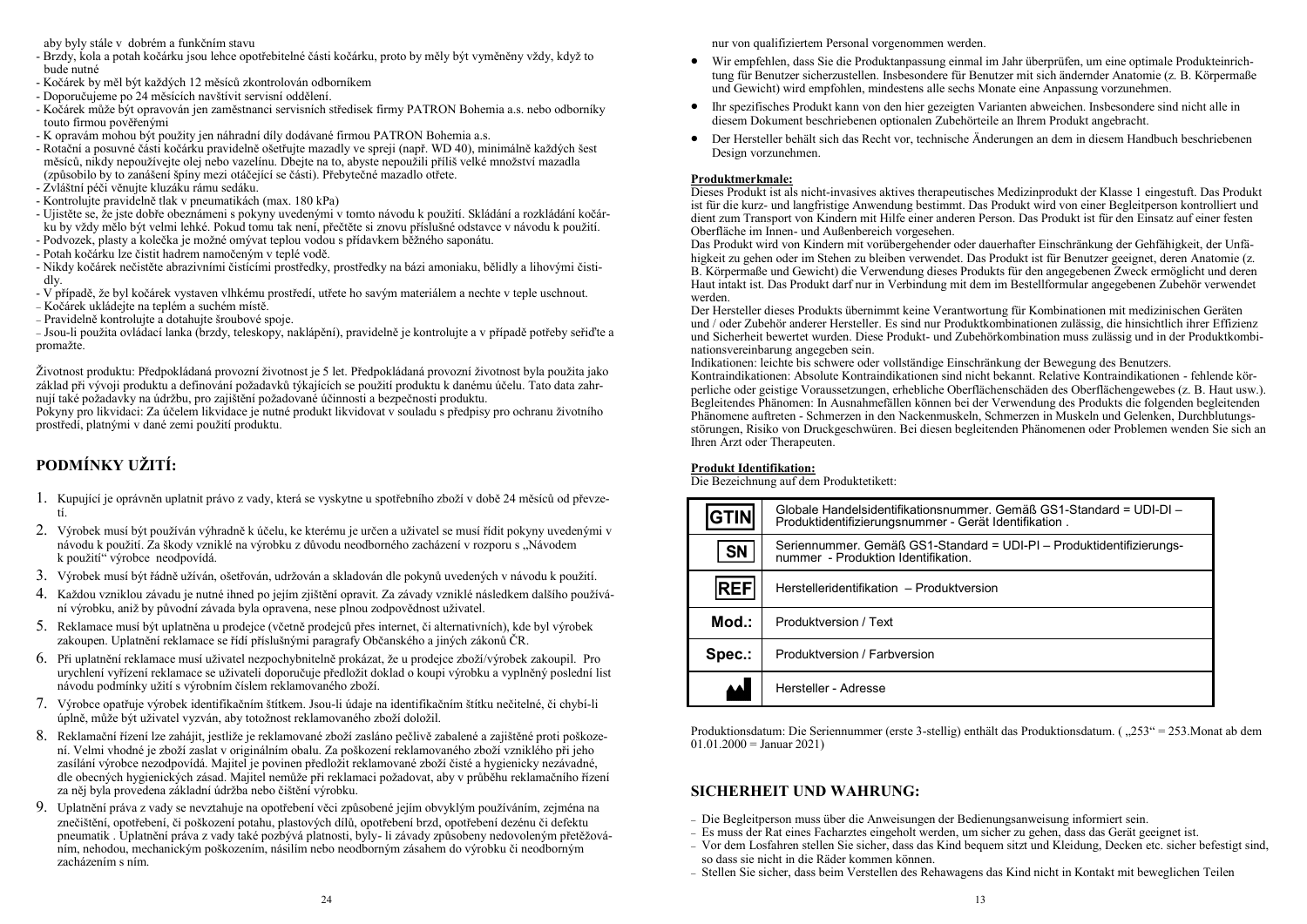aby byly stále v dobrém a funkčním stavu

- Brzdy, kola a potah kočárku jsou lehce opotřebitelné části kočárku, proto by měly být vyměněny vždy, když to bude nutné
- Kočárek by měl být každých 12 měsíců zkontrolován odborníkem
- Doporučujeme po 24 měsících navštívit servisní oddělení.
- Kočárek může být opravován jen zaměstnanci servisních středisek firmy PATRON Bohemia a.s. nebo odborníky touto firmou pověřenými
- K opravám mohou být použity jen náhradní díly dodávané firmou PATRON Bohemia a.s.
- Rotační a posuvné části kočárku pravidelně ošetřujte mazadly ve spreji (např. WD 40), minimálně každých šest měsíců, nikdy nepoužívejte olej nebo vazelínu. Dbejte na to, abyste nepoužili příliš velké množství mazadla (způsobilo by to zanášení špíny mezi otáčející se části). Přebytečné mazadlo otřete.
- Zvláštní péči věnujte kluzáku rámu sedáku.
- Kontrolujte pravidelně tlak v pneumatikách (max. 180 kPa)
- Ujistěte se, že jste dobře obeznámeni s pokyny uvedenými v tomto návodu k použití. Skládání a rozkládání kočárku by vždy mělo být velmi lehké. Pokud tomu tak není, přečtěte si znovu příslušné odstavce v návodu k použití.
- Podvozek, plasty a kolečka je možné omývat teplou vodou s přídavkem běžného saponátu.
- Potah kočárku lze čistit hadrem namočeným v teplé vodě.
- Nikdy kočárek nečistěte abrazivními čisticími prostředky, prostředky na bázi amoniaku, bělidly a lihovými čistidly.
- V případě, že byl kočárek vystaven vlhkému prostředí, utřete ho savým materiálem a nechte v teple uschnout.
- Kočárek ukládejte na teplém a suchém místě.
- Pravidelně kontrolujte a dotahujte šroubové spoje.
- Jsou-li použita ovládací lanka (brzdy, teleskopy, naklápění), pravidelně je kontrolujte a v případě potřeby seřiďte a promažte.

Životnost produktu: Předpokládaná provozní životnost je 5 let. Předpokládaná provozní životnost byla použita jako základ při vývoji produktu a definování požadavků týkajících se použití produktu k danému účelu. Tato data zahrnují také požadavky na údržbu, pro zajištění požadované účinnosti a bezpečnosti produktu.
Pokyny pro likvidaci: Za účelem likvidace je nutné produkt likvidovat v souladu s předpisy pro ochranu životního prostředí, platnými v dané zemi použití produktu.

## PODMÍNKY UŽITÍ:

1. Kupující je oprávněn uplatnit právo z vady, která se vyskytne u spotřebního zboží v době 24 měsíců od převzetí.
2. Výrobek musí být používán výhradně k účelu, ke kterému je určen a uživatel se musí řídit pokyny uvedenými v návodu k použití. Za škody vzniklé na výrobku z důvodu neodborného zacházení v rozporu s „Návodem k použití" výrobce neodpovídá.
3. Výrobek musí být řádně užíván, ošetřován, udržován a skladován dle pokynů uvedených v návodu k použití.
4. Každou vzniklou závadu je nutné ihned po jejím zjištění opravit. Za závady vzniklé následkem dalšího používání výrobku, aniž by původní závada byla opravena, nese plnou zodpovědnost uživatel.
5. Reklamace musí být uplatněna u prodejce (včetně prodejců přes internet, či alternativních), kde byl výrobek zakoupen. Uplatnění reklamace se řídí příslušnými paragrafy Občanského a jiných zákonů ČR.
6. Při uplatnění reklamace musí uživatel nezpochybnitelně prokázat, že u prodejce zboží/výrobek zakoupil. Pro urychlení vyřízení reklamace se uživateli doporučuje předložit doklad o koupi výrobku a vyplněný poslední list návodu podmínky užití s výrobním číslem reklamovaného zboží.
7. Výrobce opatřuje výrobek identifikačním štítkem. Jsou-li údaje na identifikačním štítku nečitelné, či chybí-li úplně, může být uživatel vyzván, aby totožnost reklamovaného zboží doložil.
8. Reklamační řízení lze zahájit, jestliže je reklamované zboží zasláno pečlivě zabalené a zajištěné proti poškození. Velmi vhodné je zboží zaslat v originálním obalu. Za poškození reklamovaného zboží vzniklého při jeho zasílání výrobce nezodpovídá. Majitel je povinen předložit reklamované zboží čisté a hygienicky nezávadné, dle obecných hygienických zásad. Majitel nemůže při reklamaci požadovat, aby v průběhu reklamačního řízení za něj byla provedena základní údržba nebo čištění výrobku.
9. Uplatnění práva z vady se nevztahuje na opotřebení věci způsobené jejím obvyklým používáním, zejména na znečištění, opotřebení, či poškození potahu, plastových dílů, opotřebení brzd, opotřebení dezénu či defektu pneumatik . Uplatnění práva z vady také pozbývá platnosti, byly- li závady způsobeny nedovoleným přetěžováním, nehodou, mechanickým poškozením, násilím nebo neodborným zásahem do výrobku či neodborným zacházením s ním.

nur von qualifiziertem Personal vorgenommen werden.

- Wir empfehlen, dass Sie die Produktanpassung einmal im Jahr überprüfen, um eine optimale Produkteinrichtung für Benutzer sicherzustellen. Insbesondere für Benutzer mit sich ändernder Anatomie (z. B. Körpermaße und Gewicht) wird empfohlen, mindestens alle sechs Monate eine Anpassung vorzunehmen.
- Ihr spezifisches Produkt kann von den hier gezeigten Varianten abweichen. Insbesondere sind nicht alle in diesem Dokument beschriebenen optionalen Zubehörteile an Ihrem Produkt angebracht.
- Der Hersteller behält sich das Recht vor, technische Änderungen an dem in diesem Handbuch beschriebenen Design vorzunehmen.

**Produktmerkmale:**
Dieses Produkt ist als nicht-invasives aktives therapeutisches Medizinprodukt der Klasse 1 eingestuft. Das Produkt ist für die kurz- und langfristige Anwendung bestimmt. Das Produkt wird von einer Begleitperson kontrolliert und dient zum Transport von Kindern mit Hilfe einer anderen Person. Das Produkt ist für den Einsatz auf einer festen Oberfläche im Innen- und Außenbereich vorgesehen.
Das Produkt wird von Kindern mit vorübergehender oder dauerhafter Einschränkung der Gehfähigkeit, der Unfähigkeit, zu gehen oder im Stehen zu bleiben verwendet. Das Produkt ist für Benutzer geeignet, deren Anatomie (z. B. Körpermaße und Gewicht) die Verwendung dieses Produkts für den angegebenen Zweck ermöglicht und deren Haut intakt ist. Das Produkt darf nur in Verbindung mit dem im Bestellformular angegebenen Zubehör verwendet werden.
Der Hersteller dieses Produkts übernimmt keine Verantwortung für Kombinationen mit medizinischen Geräten und / oder Zubehör anderer Hersteller. Es sind nur Produktkombinationen zulässig, die hinsichtlich ihrer Effizienz und Sicherheit bewertet wurden. Diese Produkt- und Zubehörkombination muss zulässig und in der Produktkombinationsvereinbarung angegeben sein.
Indikationen: leichte bis schwere oder vollständige Einschränkung der Bewegung des Benutzers.
Kontraindikationen: Absolute Kontraindikationen sind nicht bekannt. Relative Kontraindikationen - fehlende körperliche oder geistige Voraussetzungen, erhebliche Oberflächenschäden des Oberflächengewebes (z. B. Haut usw.).
Begleitendes Phänomen: In Ausnahmefällen können bei der Verwendung des Produkts die folgenden begleitenden Phänomene auftreten - Schmerzen in den Nackenmuskeln, Schmerzen in Muskeln und Gelenken, Durchblutungsstörungen, Risiko von Druckgeschwüren. Bei diesen begleitenden Phänomenen oder Problemen wenden Sie sich an Ihren Arzt oder Therapeuten.

**Produkt Identifikation:**
Die Bezeichnung auf dem Produktetikett:

| | |
|---|---|
| GTIN | Globale Handelsidentifikationsnummer. Gemäß GS1-Standard = UDI-DI – Produktidentifizierungsnummer - Gerät Identifikation . |
| SN | Seriennummer. Gemäß GS1-Standard = UDI-PI – Produktidentifizierungsnummer - Produktion Identifikation. |
| REF | Herstelleridentifikation – Produktversion |
| Mod.: | Produktversion / Text |
| Spec.: | Produktversion / Farbversion |
| | Hersteller - Adresse |

Produktionsdatum: Die Seriennummer (erste 3-stellig) enthält das Produktionsdatum. ( „253" = 253.Monat ab dem 01.01.2000 = Januar 2021)

## SICHERHEIT UND WAHRUNG:

- Die Begleitperson muss über die Anweisungen der Bedienungsanleitung informiert sein.
- Es muss der Rat eines Facharztes eingeholt werden, um sicher zu gehen, dass das Gerät geeignet ist.
- Vor dem Losfahren stellen Sie sicher, dass das Kind bequem sitzt und Kleidung, Decken etc. sicher befestigt sind, so dass sie nicht in die Räder kommen können.
- Stellen Sie sicher, dass beim Verstellen des Rehawagens das Kind nicht in Kontakt mit beweglichen Teilen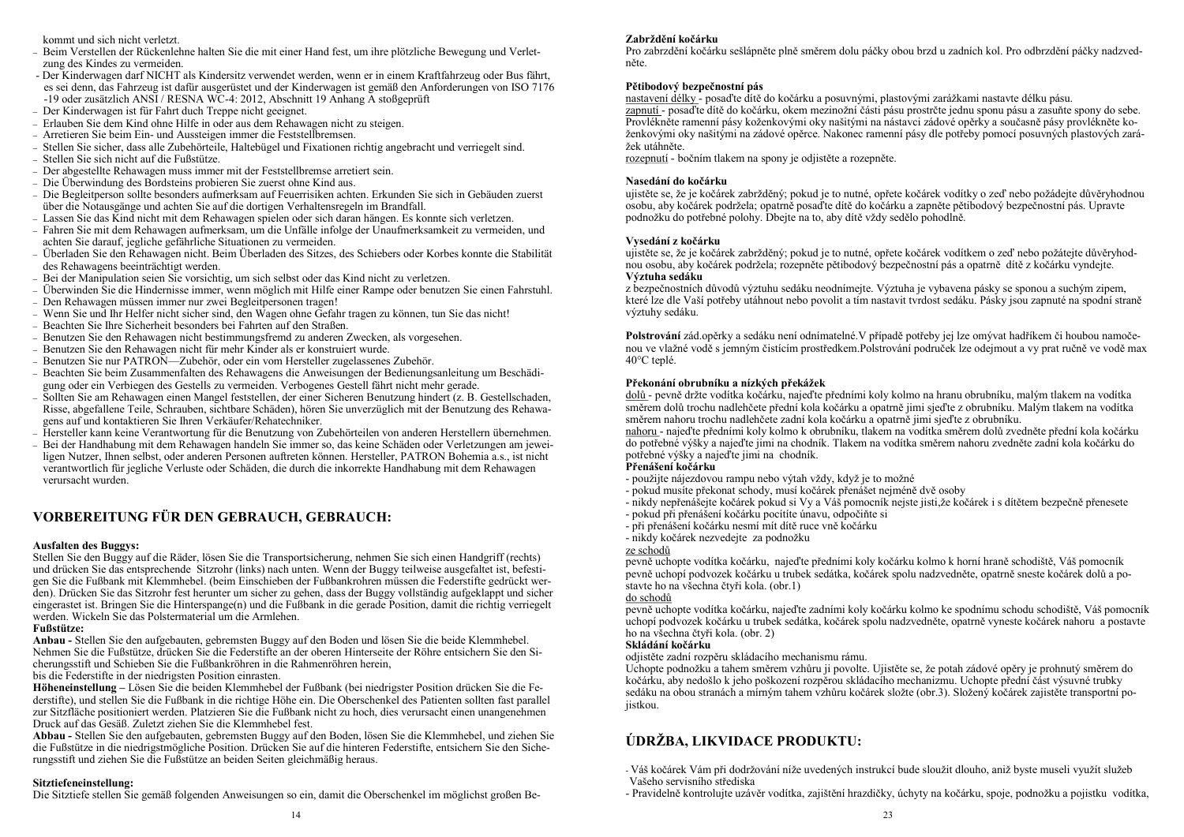kommt und sich nicht verletzt.

- Beim Verstellen der Rückenlehne halten Sie die mit einer Hand fest, um ihre plötzliche Bewegung und Verletzung des Kindes zu vermeiden.
- Der Kinderwagen darf NICHT als Kindersitz verwendet werden, wenn er in einem Kraftfahrzeug oder Bus fährt, es sei denn, das Fahrzeug ist dafür ausgerüstet und der Kinderwagen ist gemäß den Anforderungen von ISO 7176 -19 oder zusätzlich ANSI / RESNA WC-4: 2012, Abschnitt 19 Anhang A stoßgeprüft
- Der Kinderwagen ist für Fahrt duch Treppe nicht geeignet.
- Erlauben Sie dem Kind ohne Hilfe in oder aus dem Rehawagen nicht zu steigen.
- Arretieren Sie beim Ein- und Aussteigen immer die Feststellbremsen.
- Stellen Sie sicher, dass alle Zubehörteile, Haltebügel und Fixationen richtig angebracht und verriegelt sind.
- Stellen Sie sich nicht auf die Fußstütze.
- Der abgestellte Rehawagen muss immer mit der Feststellbremse arretiert sein.
- Die Überwindung des Bordsteins probieren Sie zuerst ohne Kind aus.
- Die Begleitperson sollte besonders aufmerksam auf Feuerrisiken achten. Erkunden Sie sich in Gebäuden zuerst über die Notausgänge und achten Sie auf die dortigen Verhaltensregeln im Brandfall.
- Lassen Sie das Kind nicht mit dem Rehawagen spielen oder sich daran hängen. Es konnte sich verletzen.
- Fahren Sie mit dem Rehawagen aufmerksam, um die Unfälle infolge der Unaufmerksamkeit zu vermeiden, und achten Sie darauf, jegliche gefährliche Situationen zu vermeiden.
- Überladen Sie den Rehawagen nicht. Beim Überladen des Sitzes, des Schiebers oder Korbes konnte die Stabilität des Rehawagens beeinträchtigt werden.
- Bei der Manipulation seien Sie vorsichtig, um sich selbst oder das Kind nicht zu verletzen.
- Überwinden Sie die Hindernisse immer, wenn möglich mit Hilfe einer Rampe oder benutzen Sie einen Fahrstuhl.
- Den Rehawagen müssen immer nur zwei Begleitpersonen tragen!
- Wenn Sie und Ihr Helfer nicht sicher sind, den Wagen ohne Gefahr tragen zu können, tun Sie das nicht!
- Beachten Sie Ihre Sicherheit besonders bei Fahrten auf den Straßen.
- Benutzen Sie den Rehawagen nicht bestimmungsfremd zu anderen Zwecken, als vorgesehen.
- Benutzen Sie den Rehawagen nicht für mehr Kinder als er konstruiert wurde.
- Benutzen Sie nur PATRON—Zubehör, oder ein vom Hersteller zugelassenes Zubehör.
- Beachten Sie beim Zusammenfalten des Rehawagens die Anweisungen der Bedienungsanleitung um Beschädigung oder ein Verbiegen des Gestells zu vermeiden. Verbogenes Gestell fährt nicht mehr gerade.
- Sollten Sie am Rehawagen einen Mangel feststellen, der einer Sicheren Benutzung hindert (z. B. Gestellschaden, Risse, abgefallene Teile, Schrauben, sichtbare Schäden), hören Sie unverzüglich mit der Benutzung des Rehawagens auf und kontaktieren Sie Ihren Verkäufer/Rehatechniker.
- Hersteller kann keine Verantwortung für die Benutzung von Zubehörteilen von anderen Herstellern übernehmen.
- Bei der Handhabung mit dem Rehawagen handeln Sie immer so, das keine Schäden oder Verletzungen am jeweiligen Nutzer, Ihnen selbst, oder anderen Personen auftreten können. Hersteller, PATRON Bohemia a.s., ist nicht verantwortlich für jegliche Verluste oder Schäden, die durch die inkorrekte Handhabung mit dem Rehawagen verursacht wurden.

## VORBEREITUNG FÜR DEN GEBRAUCH, GEBRAUCH:

**Ausfalten des Buggys:**
Stellen Sie den Buggy auf die Räder, lösen Sie die Transportsicherung, nehmen Sie sich einen Handgriff (rechts) und drücken Sie das entsprechende Sitzrohr (links) nach unten. Wenn der Buggy teilweise ausgefaltet ist, befestigen Sie die Fußbank mit Klemmhebel. (beim Einschieben der Fußbankrohren müssen die Federstifte gedrückt werden). Drücken Sie das Sitzrohr fest herunter um sicher zu gehen, dass der Buggy vollständig aufgeklappt und sicher eingerastet ist. Bringen Sie die Hinterspange(n) und die Fußbank in die gerade Position, damit die richtig verriegelt werden. Wickeln Sie das Polstermaterial um die Armlehen.

**Fußstütze:**
**Anbau -** Stellen Sie den aufgebauten, gebremsten Buggy auf den Boden und lösen Sie die beide Klemmhebel. Nehmen Sie die Fußstütze, drücken Sie die Federstifte an der oberen Hinterseite der Röhre entsichern Sie den Sicherungsstift und Schieben Sie die Fußbankröhren in die Rahmenröhren herein,
bis die Federstifte in der niedrigsten Position einrasten.
**Höheneinstellung –** Lösen Sie die beiden Klemmhebel der Fußbank (bei niedrigster Position drücken Sie die Federstifte), und stellen Sie die Fußbank in die richtige Höhe ein. Die Oberschenkel des Patienten sollten fast parallel zur Sitzfläche positioniert werden. Platzieren Sie die Fußbank nicht zu hoch, dies verursacht einen unangenehmen Druck auf das Gesäß. Zuletzt ziehen Sie die Klemmhebel fest.
**Abbau -** Stellen Sie den aufgebauten, gebremsten Buggy auf den Boden, lösen Sie die Klemmhebel, und ziehen Sie die Fußstütze in die niedrigstmögliche Position. Drücken Sie auf die hinteren Federstifte, entsichern Sie den Sicherungsstift und ziehen Sie die Fußstütze an beiden Seiten gleichmäßig heraus.

**Sitztiefeneinstellung:**
Die Sitztiefe stellen Sie gemäß folgenden Anweisungen so ein, damit die Oberschenkel im möglichst großen Be-

**Zabrždění kočárku**
Pro zabrždění kočárku sešlápněte plně směrem dolu páčky obou brzd u zadních kol. Pro odbrzdění páčky nadzvedněte.

**Pětibodový bezpečnostní pás**
nastavení délky - posaďte dítě do kočárku a posuvnými, plastovými zarážkami nastavte délku pásu.
zapnutí - posaďte dítě do kočárku, okem mezinožní části pásu prostrčte jednu sponu pásu a zasuňte spony do sebe. Provlékněte ramenní pásy koženkovými oky našitými na nástavci zádové opěrky a současně pásy provlékněte koženkovými oky našitými na zádové opěrce. Nakonec ramenní pásy dle potřeby pomocí posuvných plastových zarážek utáhněte.
rozepnutí - bočním tlakem na spony je odjistěte a rozepněte.

**Nasedání do kočárku**
ujistěte se, že je kočárek zabržděný; pokud je to nutné, opřete kočárek vodítky o zeď nebo požádejte důvěryhodnou osobu, aby kočárek podržela; opatrně posaďte dítě do kočárku a zapněte pětibodový bezpečnostní pás. Upravte podnožku do potřebné polohy. Dbejte na to, aby dítě vždy sedělo pohodlně.

**Vysedání z kočárku**
ujistěte se, že je kočárek zabržděný; pokud je to nutné, opřete kočárek vodítkem o zeď nebo požátejte důvěryhodnou osobu, aby kočárek podržela; rozepněte pětibodový bezpečnostní pás a opatrně dítě z kočárku vyndejte.
**Výztuha sedáku**
z bezpečnostních důvodů výztuhu sedáku neodnímejte. Výztuha je vybavena pásky se sponou a suchým zipem, které lze dle Vaší potřeby utáhnout nebo povolit a tím nastavit tvrdost sedáku. Pásky jsou zapnuté na spodní straně výztuhy sedáku.

**Polstrování** zád.opěrky a sedáku není odnímatelné.V případě potřeby jej lze omývat hadříkem či houbou namočenou ve vlažné vodě s jemným čistícím prostředkem.Polstrování područek lze odejmout a vy prat ručně ve vodě max 40°C teplé.

**Překonání obrubníku a nízkých překážek**
dolů - pevně držte vodítka kočárku, najeďte předními koly kolmo na hranu obrubníku, malým tlakem na vodítka směrem dolů trochu nadlehčete přední kola kočárku a opatrně jimi sjeďte z obrubníku. Malým tlakem na vodítka směrem nahoru trochu nadlehčete zadní kola kočárku a opatrně jimi sjeďte z obrubníku.
nahoru - najeďte předními koly kolmo k obrubníku, tlakem na vodítka směrem dolů zvedněte přední kola kočárku do potřebné výšky a najeďte jimi na chodník. Tlakem na vodítka směrem nahoru zvedněte zadní kola kočárku do potřebné výšky a najeďte jimi na chodník.
**Přenášení kočárku**
- použijte nájezdovou rampu nebo výtah vždy, když je to možné
- pokud musíte překonat schody, musí kočárek přenášet nejméně dvě osoby
- nikdy nepřenášejte kočárek pokud si Vy a Váš pomocník nejste jisti,že kočárek i s dítětem bezpečně přenesete
- pokud při přenášení kočárku pocítíte únavu, odpočiňte si
- při přenášení kočárku nesmí mít dítě ruce vně kočárku
- nikdy kočárek nezvedejte za podnožku

ze schodů
pevně uchopte vodítka kočárku, najeďte předními koly kočárku kolmo k horní hraně schodiště, Váš pomocník pevně uchopí podvozek kočárku u trubek sedátka, kočárek spolu nadzvedněte, opatrně sneste kočárek dolů a postavte ho na všechna čtyři kola. (obr.1)
do schodů
pevně uchopte vodítka kočárku, najeďte zadními koly kočárku kolmo ke spodnímu schodu schodiště, Váš pomocník uchopí podvozek kočárku u trubek sedátka, kočárek spolu nadzvedněte, opatrně vyneste kočárek nahoru a postavte ho na všechna čtyři kola. (obr. 2)
**Skládání kočárku**
odjistěte zadní rozpěru skládacího mechanismu rámu.
Uchopte podnožku a tahem směrem vzhůru ji povolte. Ujistěte se, že potah zádové opěry je prohnutý směrem do kočárku, aby nedošlo k jeho poškození rozpěrou skládacího mechanismu. Uchopte přední část výsuvné trubky sedáku na obou stranách a mírným tahem vzhůru kočárek složte (obr.3). Složený kočárek zajistěte transportní pojistkou.

## ÚDRŽBA, LIKVIDACE PRODUKTU:

- Váš kočárek Vám při dodržování níže uvedených instrukcí bude sloužit dlouho, aniž byste museli využít služeb Vašeho servisního střediska
- Pravidelně kontrolujte uzávěr vodítka, zajištění hrazdičky, úchyty na kočárku, spoje, podnožku a pojistku vodítka,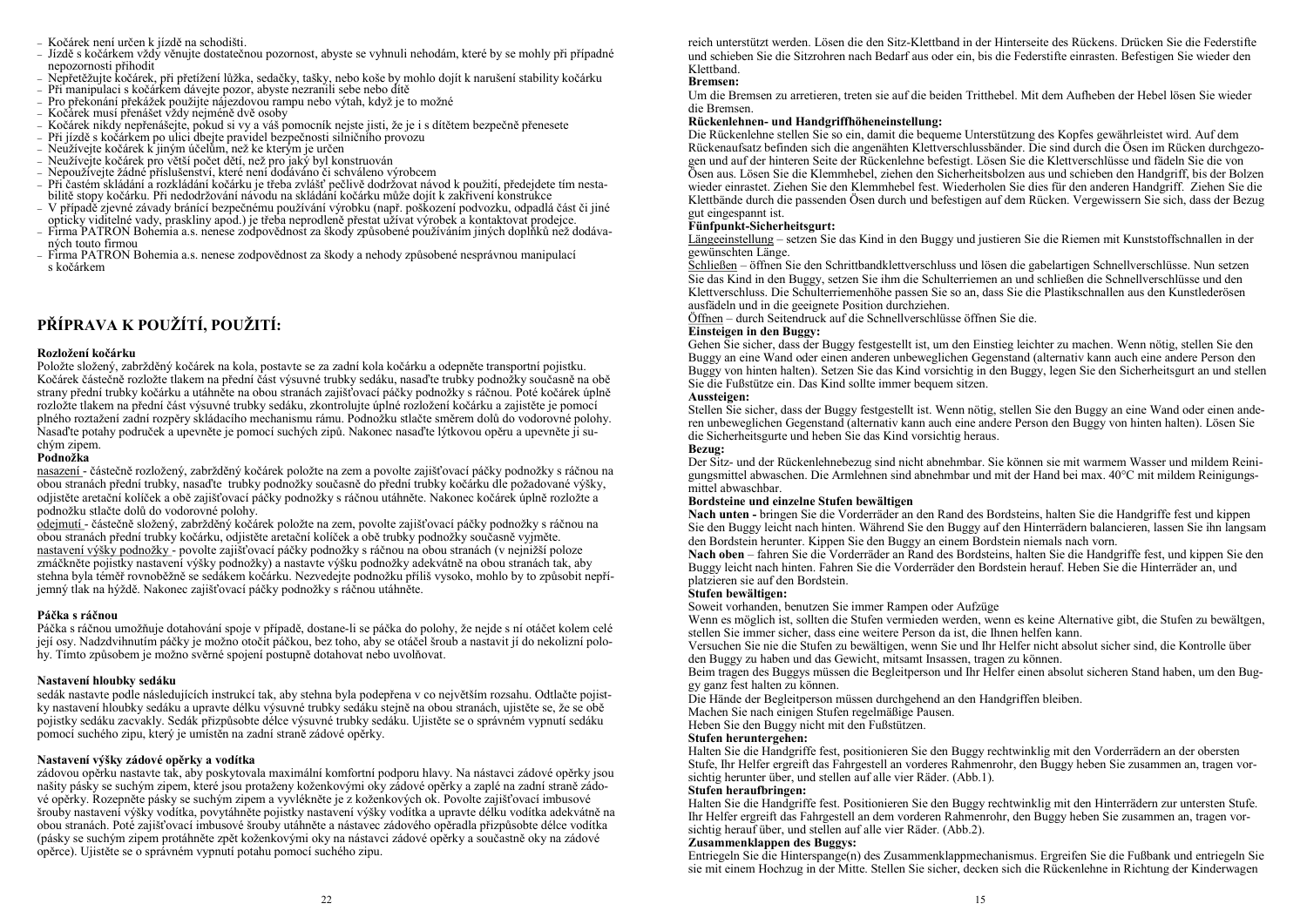- Kočárek není určen k jízdě na schodišti.
- Jízdě s kočárkem vždy věnujte dostatečnou pozornost, abyste se vyhnuli nehodám, které by se mohly při případné nepozornosti přihodit
- Nepřetěžujte kočárek, při přetížení lůžka, sedačky, tašky, nebo koše by mohlo dojít k narušení stability kočárku
- Při manipulaci s kočárkem dávejte pozor, abyste nezranili sebe nebo dítě
- Pro překonání překážek použijte nájezdovou rampu nebo výtah, když je to možné
- Kočárek musí přenášet vždy nejméně dvě osoby
- Kočárek nikdy nepřenášejte, pokud si vy a váš pomocník nejste jisti, že je i s dítětem bezpečně přenesete
- Při jízdě s kočárkem po ulici dbejte pravidel bezpečnosti silničního provozu
- Neužívejte kočárek k jiným účelům, než ke kterým je určen
- Neužívejte kočárek pro větší počet dětí, než pro jaký byl konstruován
- Nepoužívejte žádné příslušenství, které není dodáváno či schváleno výrobcem
- Při častém skládání a rozkládání kočárku je třeba zvlášť pečlivě dodržovat návod k použití, předejdete tím nestabilitě stopy kočárku. Při nedodržování návodu na skládání kočárku může dojít k zakřivení konstrukce
- V případě zjevné závady bránící bezpečnému používání výrobku (např. poškození podvozku, odpadlá část či jiné opticky viditelné vady, praskliny apod.) je třeba neprodleně přestat užívat výrobek a kontaktovat prodejce.
- Firma PATRON Bohemia a.s. nenese zodpovědnost za škody způsobené používáním jiných doplňků než dodávaných touto firmou
- Firma PATRON Bohemia a.s. nenese zodpovědnost za škody a nehody způsobené nesprávnou manipulací s kočárkem

## PŘÍPRAVA K POUŽITÍ, POUŽITÍ:

**Rozložení kočárku**

Položte složený, zabrzděný kočárek na kola, postavte se za zadní kola kočárku a odepněte transportní pojistku. Kočárek částečně rozložte tlakem na přední část výsuvné trubky sedáku, nasaďte trubky podnožky současně na obě strany přední trubky kočárku a utáhněte na obou stranách zajišťovací páčky podnožky s ráčnou. Poté kočárek úplně rozložte tlakem na přední část výsuvné trubky sedáku, zkontrolujte úplné rozložení kočárku a zajistěte je pomocí plného roztažení zadní rozpěry skládacího mechanismu rámu. Podnožku stlačte směrem dolů do vodorovné polohy. Nasaďte potahy područek a upevněte je pomocí suchých zipů. Nakonec nasaďte lýtkovou opěru a upevněte ji suchým zipem.

**Podnožka**

nasazení - částečně rozložený, zabrzděný kočárek položte na zem a povolte zajišťovací páčky podnožky s ráčnou na obou stranách přední trubky, nasaďte trubky podnožky současně do přední trubky kočárku dle požadované výšky, odjistěte aretační kolíček a obě zajišťovací páčky podnožky s ráčnou utáhněte. Nakonec kočárek úplně rozložte a podnožku stlačte dolů do vodorovné polohy.

odejmutí - částečně složený, zabrzděný kočárek položte na zem, povolte zajišťovací páčky podnožky s ráčnou na obou stranách přední trubky kočárku, odjistěte aretační kolíček a obě trubky podnožky současně vyjměte.

nastavení výšky podnožky - povolte zajišťovací páčky podnožky s ráčnou na obou stranách (v nejnižší poloze zmáčkněte pojistky nastavení výšky podnožky) a nastavte výšku podnožky adekvátně na obou stranách tak, aby stehna byla téměř rovnoběžně se sedákem kočárku. Nezvedejte podnožku příliš vysoko, mohlo by to způsobit nepříjemný tlak na hýždě. Nakonec zajišťovací páčky podnožky s ráčnou utáhněte.

**Páčka s ráčnou**

Páčka s ráčnou umožňuje dotahování spoje v případě, dostane-li se páčka do polohy, že nejde s ní otáčet kolem celé její osy. Nadzdvihnutím páčky je možno otočit páčkou, bez toho, aby se otáčel šroub a nastavit jí do nekolizní polohy. Tímto způsobem je možno svěrné spojení postupně dotahovat nebo uvolňovat.

**Nastavení hloubky sedáku**

sedák nastavte podle následujících instrukcí tak, aby stehna byla podepřena v co největším rozsahu. Odtlačte pojistky nastavení hloubky sedáku a upravte délku výsuvné trubky sedáku stejně na obou stranách, ujistěte se, že se obě pojistky sedáku zacvakly. Sedák přizpůsobte délce výsuvné trubky sedáku. Ujistěte se o správném vypnutí sedáku pomocí suchého zipu, který je umístěn na zadní straně zádové opěrky.

**Nastavení výšky zádové opěrky a vodítka**

zádovou opěrku nastavte tak, aby poskytovala maximální komfortní podporu hlavy. Na nástavci zádové opěrky jsou našity pásky se suchým zipem, které jsou protaženy koženkovými oky zádové opěrky a zaplé na zadní straně zádové opěrky. Rozepněte pásky se suchým zipem a vyvlékněte je z koženkových ok. Povolte zajišťovací imbusové šrouby nastavení výšky vodítka, povytáhněte pojistky nastavení výšky vodítka a upravte délku vodítka adekvátně na obou stranách. Poté zajišťovací imbusové šrouby utáhněte a nástavec zádového opěradla přizpůsobte délce vodítka (pásky se suchým zipem protáhněte zpět koženkovými oky na nástavci zádové opěrky a současně oky na zádové opěrce). Ujistěte se o správném vypnutí potahu pomocí suchého zipu.

reich unterstützt werden. Lösen die den Sitz-Klettband in der Hinterseite des Rückens. Drücken Sie die Federstifte und schieben Sie die Sitzrohren nach Bedarf aus oder ein, bis die Federstifte einrasten. Befestigen Sie wieder den Klettband.

**Bremsen:**

Um die Bremsen zu arretieren, treten sie auf die beiden Tritthebel. Mit dem Aufheben der Hebel lösen Sie wieder die Bremsen.

**Rückenlehnen- und Handgriffhöheneinstellung:**

Die Rückenlehne stellen Sie so ein, damit die bequeme Unterstützung des Kopfes gewährleistet wird. Auf dem Rückenaufsatz befinden sich die angenähten Klettverschlussbänder. Die sind durch die Ösen im Rücken durchgezogen und auf der hinteren Seite der Rückenlehne befestigt. Lösen Sie die Klettverschlüsse und fädeln Sie die von Ösen aus. Lösen Sie die Klemmhebel, ziehen den Sicherheitsbolzen aus und schieben den Handgriff, bis der Bolzen wieder einrastet. Ziehen Sie den Klemmhebel fest. Wiederholen Sie dies für den anderen Handgriff. Ziehen Sie die Klettbände durch die passenden Ösen durch und befestigen auf dem Rücken. Vergewissern Sie sich, dass der Bezug gut eingespannt ist.

**Fünfpunkt-Sicherheitsgurt:**

Längeeinstellung – setzen Sie das Kind in den Buggy und justieren Sie die Riemen mit Kunststoffschnallen in der gewünschten Länge.

Schließen – öffnen Sie den Schrittbandklettverschluss und lösen die gabelartigen Schnellverschlüsse. Nun setzen Sie das Kind in den Buggy, setzen Sie ihm die Schulterriemen an und schließen die Schnellverschlüsse und den Klettverschluss. Die Schulterriemenhöhe passen Sie so an, dass Sie die Plastikschnallen aus den Kunstlederösen ausfädeln und in die geeignete Position durchziehen.

Öffnen – durch Seitendruck auf die Schnellverschlüsse öffnen Sie die.

**Einsteigen in den Buggy:**

Gehen Sie sicher, dass der Buggy festgestellt ist, um den Einstieg leichter zu machen. Wenn nötig, stellen Sie den Buggy an eine Wand oder einen anderen unbeweglichen Gegenstand (alternativ kann auch eine andere Person den Buggy von hinten halten). Setzen Sie das Kind vorsichtig in den Buggy, legen Sie den Sicherheitsgurt an und stellen Sie die Fußstütze ein. Das Kind sollte immer bequem sitzen.

**Aussteigen:**

Stellen Sie sicher, dass der Buggy festgestellt ist. Wenn nötig, stellen Sie den Buggy an eine Wand oder einen anderen unbeweglichen Gegenstand (alternativ kann auch eine andere Person den Buggy von hinten halten). Lösen Sie die Sicherheitsgurte und heben Sie das Kind vorsichtig heraus.

**Bezug:**

Der Sitz- und der Rückenlehnebezug sind nicht abnehmbar. Sie können sie mit warmem Wasser und mildem Reinigungsmittel abwaschen. Die Armlehnen sind abnehmbar und mit der Hand bei max. 40°C mit mildem Reinigungsmittel abwaschbar.

**Bordsteine und einzelne Stufen bewältigen**

**Nach unten -** bringen Sie die Vorderräder an den Rand des Bordsteins, halten Sie die Handgriffe fest und kippen Sie den Buggy leicht nach hinten. Während Sie den Buggy auf den Hinterrädern balancieren, lassen Sie ihn langsam den Bordstein herunter. Kippen Sie den Buggy an einem Bordstein niemals nach vorn.

**Nach oben** – fahren Sie die Vorderräder an Rand des Bordsteins, halten Sie die Handgriffe fest, und kippen Sie den Buggy leicht nach hinten. Fahren Sie die Vorderräder den Bordstein herauf. Heben Sie die Hinterräder an, und platzieren sie auf den Bordstein.

**Stufen bewältigen:**

Soweit vorhanden, benutzen Sie immer Rampen oder Aufzüge

Wenn es möglich ist, sollten die Stufen vermieden werden, wenn es keine Alternative gibt, die Stufen zu bewältigen, stellen Sie immer sicher, dass eine weitere Person da ist, die Ihnen helfen kann.

Versuchen Sie nie die Stufen zu bewältigen, wenn Sie und Ihr Helfer nicht absolut sicher sind, die Kontrolle über den Buggy zu haben und das Gewicht, mitsamt Insassen, tragen zu können.

Beim tragen des Buggys müssen die Begleitperson und Ihr Helfer einen absolut sicheren Stand haben, um den Buggy ganz fest halten zu können.

Die Hände der Begleitperson müssen durchgehend an den Handgriffen bleiben.

Machen Sie nach einigen Stufen regelmäßige Pausen.

Heben Sie den Buggy nicht mit den Fußstützen.

**Stufen heruntergehen:**

Halten Sie die Handgriffe fest, positionieren Sie den Buggy rechtwinklig mit den Vorderrädern an der obersten Stufe, Ihr Helfer ergreift das Fahrgestell an vorderes Rahmenrohr, den Buggy heben Sie zusammen an, tragen vorsichtig herunter über, und stellen auf alle vier Räder. (Abb.1).

**Stufen heraufbringen:**

Halten Sie die Handgriffe fest. Positionieren Sie den Buggy rechtwinklig mit den Hinterrädern zur untersten Stufe. Ihr Helfer ergreift das Fahrgestell an dem vorderen Rahmenrohr, den Buggy heben Sie zusammen an, tragen vorsichtig herauf über, und stellen auf alle vier Räder. (Abb.2).

**Zusammenklappen des Buggys:**

Entriegeln Sie die Hinterspange(n) des Zusammenklappmechanismus. Ergreifen Sie die Fußbank und entriegeln Sie sie mit einem Hochzug in der Mitte. Stellen Sie sicher, decken sich die Rückenlehne in Richtung der Kinderwagen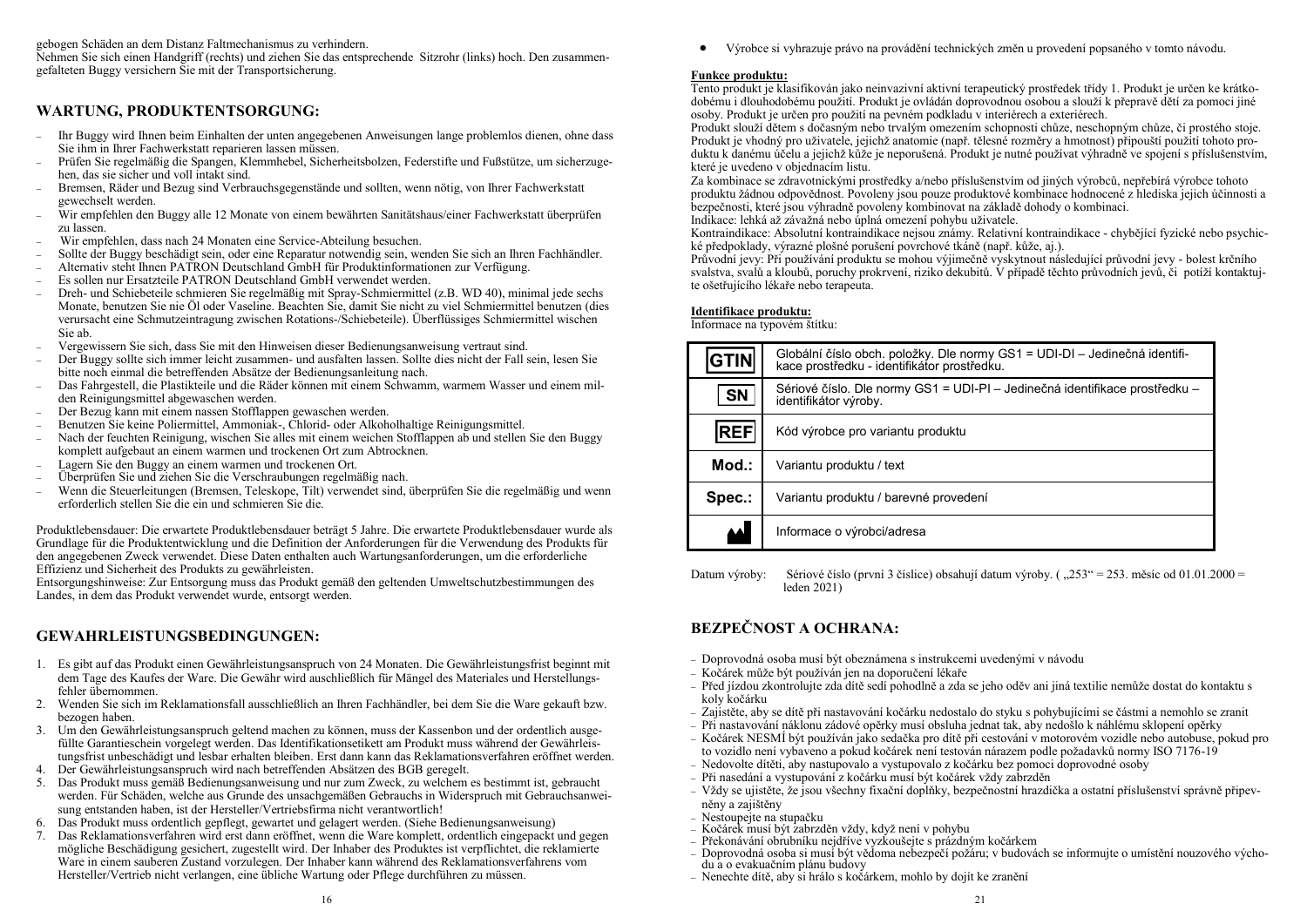gebogen Schäden an dem Distanz Faltmechanismus zu verhindern.
Nehmen Sie sich einen Handgriff (rechts) und ziehen Sie das entsprechende Sitzrohr (links) hoch. Den zusammengefalteten Buggy versichern Sie mit der Transportsicherung.

## WARTUNG, PRODUKTENTSORGUNG:

- Ihr Buggy wird Ihnen beim Einhalten der unten angegebenen Anweisungen lange problemlos dienen, ohne dass Sie ihn in Ihrer Fachwerkstatt reparieren lassen müssen.
- Prüfen Sie regelmäßig die Spangen, Klemmhebel, Sicherheitsbolzen, Federstifte und Fußstütze, um sicherzugehen, das sie sicher und voll intakt sind.
- Bremsen, Räder und Bezug sind Verbrauchsgegenstände und sollten, wenn nötig, von Ihrer Fachwerkstatt gewechselt werden.
- Wir empfehlen den Buggy alle 12 Monate von einem bewährten Sanitätshaus/einer Fachwerkstatt überprüfen zu lassen.
- Wir empfehlen, dass nach 24 Monaten eine Service-Abteilung besuchen.
- Sollte der Buggy beschädigt sein, oder eine Reparatur notwendig sein, wenden Sie sich an Ihren Fachhändler.
- Alternativ steht Ihnen PATRON Deutschland GmbH für Produktinformationen zur Verfügung.
- Es sollen nur Ersatzteile PATRON Deutschland GmbH verwendet werden.
- Dreh- und Schiebeteile schmieren Sie regelmäßig mit Spray-Schmiermittel (z.B. WD 40), minimal jede sechs Monate, benutzen Sie nie Öl oder Vaseline. Beachten Sie, damit Sie nicht zu viel Schmiermittel benutzen (dies verursacht eine Schmutzeintragung zwischen Rotations-/Schiebeteile). Überflüssiges Schmiermittel wischen Sie ab.
- Vergewissern Sie sich, dass Sie mit den Hinweisen dieser Bedienungsanweisung vertraut sind.
- Der Buggy sollte sich immer leicht zusammen- und ausfalten lassen. Sollte dies nicht der Fall sein, lesen Sie bitte noch einmal die betreffenden Absätze der Bedienungsanleitung nach.
- Das Fahrgestell, die Plastikteile und die Räder können mit einem Schwamm, warmem Wasser und einem milden Reinigungsmittel abgewaschen werden.
- Der Bezug kann mit einem nassen Stofflappen gewaschen werden.
- Benutzen Sie keine Poliermittel, Ammoniak-, Chlorid- oder Alkoholhaltige Reinigungsmittel.
- Nach der feuchten Reinigung, wischen Sie alles mit einem weichen Stofflappen ab und stellen Sie den Buggy komplett aufgebaut an einem warmen und trockenen Ort zum Abtrocknen.
- Lagern Sie den Buggy an einem warmen und trockenen Ort.
- Überprüfen Sie und ziehen Sie die Verschraubungen regelmäßig nach.
- Wenn die Steuerleitungen (Bremsen, Teleskope, Tilt) verwendet sind, überprüfen Sie die regelmäßig und wenn erforderlich stellen Sie die ein und schmieren Sie die.

Produktlebensdauer: Die erwartete Produktlebensdauer beträgt 5 Jahre. Die erwartete Produktlebensdauer wurde als Grundlage für die Produktentwicklung und die Definition der Anforderungen für die Verwendung des Produkts für den angegebenen Zweck verwendet. Diese Daten enthalten auch Wartungsanforderungen, um die erforderliche Effizienz und Sicherheit des Produkts zu gewährleisten.
Entsorgungshinweise: Zur Entsorgung muss das Produkt gemäß den geltenden Umweltschutzbestimmungen des Landes, in dem das Produkt verwendet wurde, entsorgt werden.

## GEWAHRLEISTUNGSBEDINGUNGEN:

1. Es gibt auf das Produkt einen Gewährleistungsanspruch von 24 Monaten. Die Gewährleistungsfrist beginnt mit dem Tage des Kaufes der Ware. Die Gewähr wird ausschließlich für Mängel des Materiales und Herstellungsfehler übernommen.
2. Wenden Sie sich im Reklamationsfall ausschließlich an Ihren Fachhändler, bei dem Sie die Ware gekauft bzw. bezogen haben.
3. Um den Gewährleistungsanspruch geltend machen zu können, muss der Kassenbon und der ordentlich ausgefüllte Garantieschein vorgelegt werden. Das Identifikationsetikett am Produkt muss während der Gewährleistungsfrist unbeschädigt und lesbar erhalten bleiben. Erst dann kann das Reklamationsverfahren eröffnet werden.
4. Der Gewährleistungsanspruch wird nach betreffenden Absätzen des BGB geregelt.
5. Das Produkt muss gemäß Bedienungsanweisung und nur zum Zweck, zu welchem es bestimmt ist, gebraucht werden. Für Schäden, welche aus Grunde des unsachgemäßen Gebrauchs in Widerspruch mit Gebrauchsanweisung entstanden haben, ist der Hersteller/Vertriebsfirma nicht verantwortlich!
6. Das Produkt muss ordentlich gepflegt, gewartet und gelagert werden. (Siehe Bedienungsanweisung)
7. Das Reklamationsverfahren wird erst dann eröffnet, wenn die Ware komplett, ordentlich eingepackt und gegen mögliche Beschädigung gesichert, zugestellt wird. Der Inhaber des Produktes ist verpflichtet, die reklamierte Ware in einem sauberen Zustand vorzulegen. Der Inhaber kann während des Reklamationsverfahrens vom Hersteller/Vertrieb nicht verlangen, eine übliche Wartung oder Pflege durchführen zu müssen.

- Výrobce si vyhrazuje právo na provádění technických změn u provedení popsaného v tomto návodu.

**Funkce produktu:**
Tento produkt je klasifikován jako neinvazivní aktivní terapeutický prostředek třídy 1. Produkt je určen ke krátkodobému i dlouhodobému použití. Produkt je ovládán doprovodnou osobou a slouží k přepravě dětí za pomoci jiné osoby. Produkt je určen pro použití na pevném podkladu v interiérech a exteriérech.
Produkt slouží dětem s dočasným nebo trvalým omezením schopnosti chůze, neschopným chůze, či prostého stoje. Produkt je vhodný pro uživatele, jejichž anatomie (např. tělesné rozměry a hmotnost) připouští použití tohoto produktu k danému účelu a jejichž kůže je neporušená. Produkt je nutné používat výhradně ve spojení s příslušenstvím, které je uvedeno v objednacím listu.
Za kombinace se zdravotnickými prostředky a/nebo příslušenstvím od jiných výrobců, nepřebírá výrobce tohoto produktu žádnou odpovědnost. Povoleny jsou pouze produktové kombinace hodnocené z hlediska jejich účinnosti a bezpečnosti, které jsou výhradně povoleny kombinovat na základě dohody o kombinaci.
Indikace: lehká až závažná nebo úplná omezení pohybu uživatele.
Kontraindikace: Absolutní kontraindikace nejsou známy. Relativní kontraindikace - chybějící fyzické nebo psychické předpoklady, výrazné plošné porušení povrchové tkáně (např. kůže, aj.).
Průvodní jevy: Při používání produktu se mohou výjimečně vyskytnout následující průvodní jevy - bolest krčního svalstva, svalů a kloubů, poruchy prokrvení, riziko dekubitů. V případě těchto průvodních jevů, či potíží kontaktujte ošetřujícího lékaře nebo terapeuta.

**Identifikace produktu:**
Informace na typovém štítku:

| | |
|---|---|
| GTIN | Globální číslo obch. položky. Dle normy GS1 = UDI-DI – Jedinečná identifikace prostředku - identifikátor prostředku. |
| SN | Sériové číslo. Dle normy GS1 = UDI-PI – Jedinečná identifikace prostředku – identifikátor výroby. |
| REF | Kód výrobce pro variantu produktu |
| Mod.: | Variantu produktu / text |
| Spec.: | Variantu produktu / barevné provedení |
| | Informace o výrobci/adresa |

Datum výroby: Sériové číslo (první 3 číslice) obsahují datum výroby. ( „253" = 253. měsíc od 01.01.2000 = leden 2021)

## BEZPEČNOST A OCHRANA:

- Doprovodná osoba musí být obeznámena s instrukcemi uvedenými v návodu
- Kočárek může být používán jen na doporučení lékaře
- Před jízdou zkontrolujte zda dítě sedí pohodlně a zda se jeho oděv ani jiná textilie nemůže dostat do kontaktu s koly kočárku
- Zajistěte, aby se dítě při nastavování kočárku nedostalo do styku s pohybujícími se částmi a nemohlo se zranit
- Při nastavování náklonu zádové opěrky musí obsluha jednat tak, aby nedošlo k náhlému sklopení opěrky
- Kočárek NESMÍ být používán jako sedačka pro dítě při cestování v motorovém vozidle nebo autobuse, pokud pro to vozidlo není vybaveno a pokud kočárek není testován nárazem podle požadavků normy ISO 7176-19
- Nedovolte dítěti, aby nastupovalo a vystupovalo z kočárku bez pomoci doprovodné osoby
- Při nasedání a vystupování z kočárku musí být kočárek vždy zabrzděn
- Vždy se ujistěte, že jsou všechny fixační doplňky, bezpečnostní hrazdička a ostatní příslušenství správně připevněny a zajištěny
- Nestoupejte na stupačku
- Kočárek musí být zabrzděn vždy, když není v pohybu
- Překonávání obrubníku nejdříve vyzkoušejte s prázdným kočárkem
- Doprovodná osoba si musí být vědoma nebezpečí požáru; v budovách se informujte o umístění nouzového východu a o evakuačním plánu budovy
- Nenechte dítě, aby si hrálo s kočárkem, mohlo by dojít ke zranění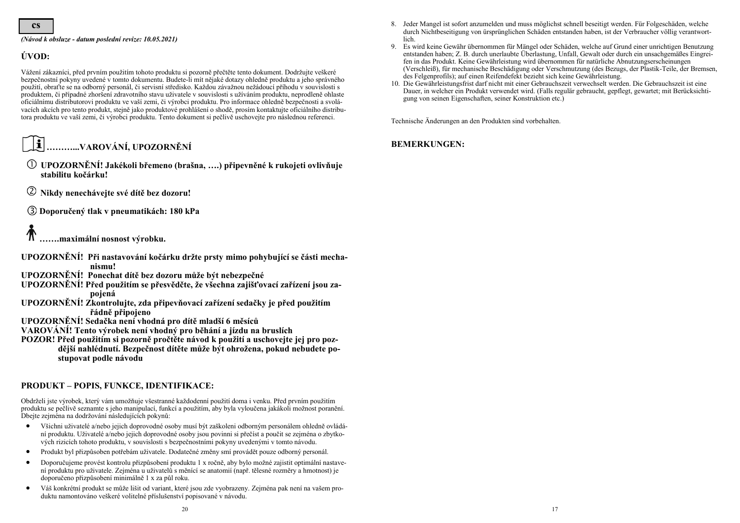**cs**

*(Návod k obsluze - datum poslední revize: 10.05.2021)*

## ÚVOD:

Vážení zákazníci, před prvním použitím tohoto produktu si pozorně přečtete tento dokument. Dodržujte veškeré bezpečnostní pokyny uvedené v tomto dokumentu. Budete-li mít nějaké dotazy ohledně produktu a jeho správného použití, obraťte se na odborný personál, či servisní středisko. Každou závažnou nežádoucí příhodu v souvislosti s produktem, či případné zhoršení zdravotního stavu uživatele v souvislosti s užíváním produktu, neprodleně ohlaste oficiálnímu distributorovi produktu ve vaší zemi, či výrobci produktu. Pro informace ohledně bezpečnosti a svolávacích akcích pro tento produkt, stejně jako produktové prohlášení o shodě, prosím kontaktujte oficiálního distributora produktu ve vaší zemi, či výrobci produktu. Tento dokument si pečlivě uschovejte pro následnou referenci.

## ………..VAROVÁNÍ, UPOZORNĚNÍ

① **UPOZORNĚNÍ! Jakékoli břemeno (brašna, ….) připevněné k rukojeti ovlivňuje stabilitu kočárku!**

② **Nikdy nenechávejte své dítě bez dozoru!**

③ **Doporučený tlak v pneumatikách: 180 kPa**

**…….maximální nosnost výrobku.**

**UPOZORNĚNÍ! Při nastavování kočárku držte prsty mimo pohybující se části mechanismu!**
**UPOZORNĚNÍ! Ponechat dítě bez dozoru může být nebezpečné**
**UPOZORNĚNÍ! Před použitím se přesvědčte, že všechna zajišťovací zařízení jsou zapojená**
**UPOZORNĚNÍ! Zkontrolujte, zda připevňovací zařízení sedačky je před použitím řádně připojeno**
**UPOZORNĚNÍ! Sedačka není vhodná pro dítě mladší 6 měsíců**
**VAROVÁNÍ! Tento výrobek není vhodný pro běhání a jízdu na bruslích**
**POZOR! Před použitím si pozorně pročtěte návod k použití a uschovejte jej pro pozdější nahlédnutí. Bezpečnost dítěte může být ohrožena, pokud nebudete postupovat podle návodu**

## PRODUKT – POPIS, FUNKCE, IDENTIFIKACE:

Obdrželi jste výrobek, který vám umožňuje všestranné každodenní použití doma i venku. Před prvním použitím produktu se pečlivě seznamte s jeho manipulací, funkcí a použitím, aby byla vyloučena jakákoli možnost poranění. Dbejte zejména na dodržování následujících pokynů:

- Všichni uživatelé a/nebo jejich doprovodné osoby musí být zaškoleni odborným personálem ohledně ovládání produktu. Uživatelé a/nebo jejich doprovodné osoby jsou povinni si přečíst a poučit se zejména o zbytkových rizicích tohoto produktu, v souvislosti s bezpečnostními pokyny uvedenými v tomto návodu.
- Produkt byl přizpůsoben potřebám uživatele. Dodatečné změny smí provádět pouze odborný personál.
- Doporučujeme provést kontrolu přizpůsobení produktu 1 x ročně, aby bylo možné zajistit optimální nastavení produktu pro uživatele. Zejména u uživatelů s měnící se anatomií (např. tělesné rozměry a hmotnost) je doporučeno přizpůsobení minimálně 1 x za půl roku.
- Váš konkrétní produkt se může lišit od variant, které jsou zde vyobrazeny. Zejména pak není na vašem produktu namontováno veškeré volitelné příslušenství popisované v návodu.

8. Jeder Mangel ist sofort anzumelden und muss möglichst schnell beseitigt werden. Für Folgeschäden, welche durch Nichtbeseitigung von ürsprünglichen Schäden entstanden haben, ist der Verbraucher völlig verantwortlich.
9. Es wird keine Gewähr übernommen für Mängel oder Schäden, welche auf Grund einer unrichtigen Benutzung entstanden haben; Z. B. durch unerlaubte Überlastung, Unfall, Gewalt oder durch ein unsachgemäßes Eingreifen in das Produkt. Keine Gewährleistung wird übernommen für natürliche Abnutzungserscheinungen (Verschleiß), für mechanische Beschädigung oder Verschmutzung (des Bezugs, der Plastik-Teile, der Bremsen, des Felgenprofils); auf einen Reifendefekt bezieht sich keine Gewährleistung.
10. Die Gewährleistungsfrist darf nicht mit einer Gebrauchszeit verwechselt werden. Die Gebrauchszeit ist eine Dauer, in welcher ein Produkt verwendet wird. (Falls regulär gebraucht, gepflegt, gewartet; mit Berücksichtigung von seinen Eigenschaften, seiner Konstruktion etc.)

Technische Änderungen an den Produkten sind vorbehalten.

## BEMERKUNGEN: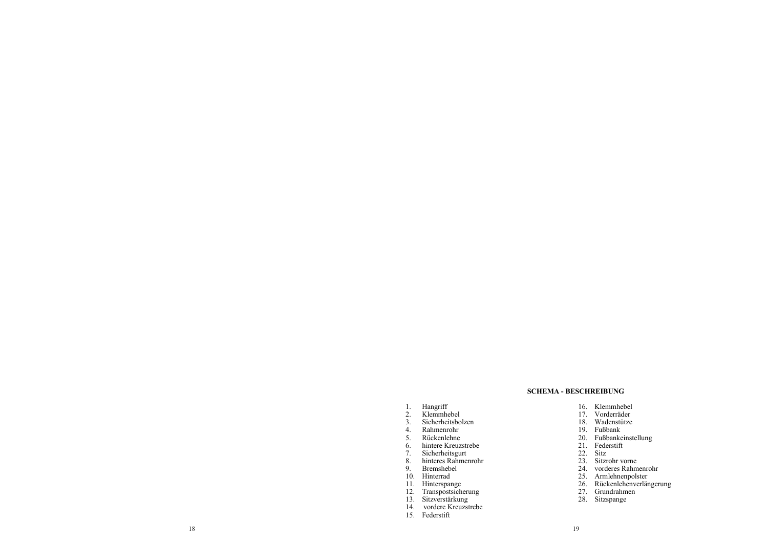**SCHEMA - BESCHREIBUNG**

1. Hangriff
2. Klemmhebel
3. Sicherheitsbolzen
4. Rahmenrohr
5. Rückenlehne
6. hintere Kreuzstrebe
7. Sicherheitsgurt
8. hinteres Rahmenrohr
9. Bremshebel
10. Hinterrad
11. Hinterspange
12. Transpostsicherung
13. Sitzverstärkung
14. vordere Kreuzstrebe
15. Federstift
16. Klemmhebel
17. Vorderräder
18. Wadenstütze
19. Fußbank
20. Fußbankeinstellung
21. Federstift
22. Sitz
23. Sitzrohr vorne
24. vorderes Rahmenrohr
25. Armlehnenpolster
26. Rückenlehenverlängerung
27. Grundrahmen
28. Sitzspange